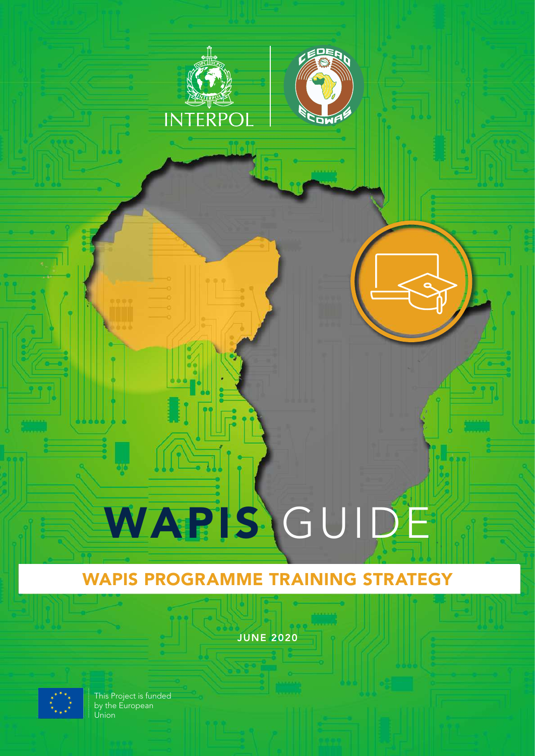INTERPOL

# WAPIS GUIDE

## WAPIS PROGRAMME TRAINING STRATEGY

JUNE 2020

This Project is funded by the European Union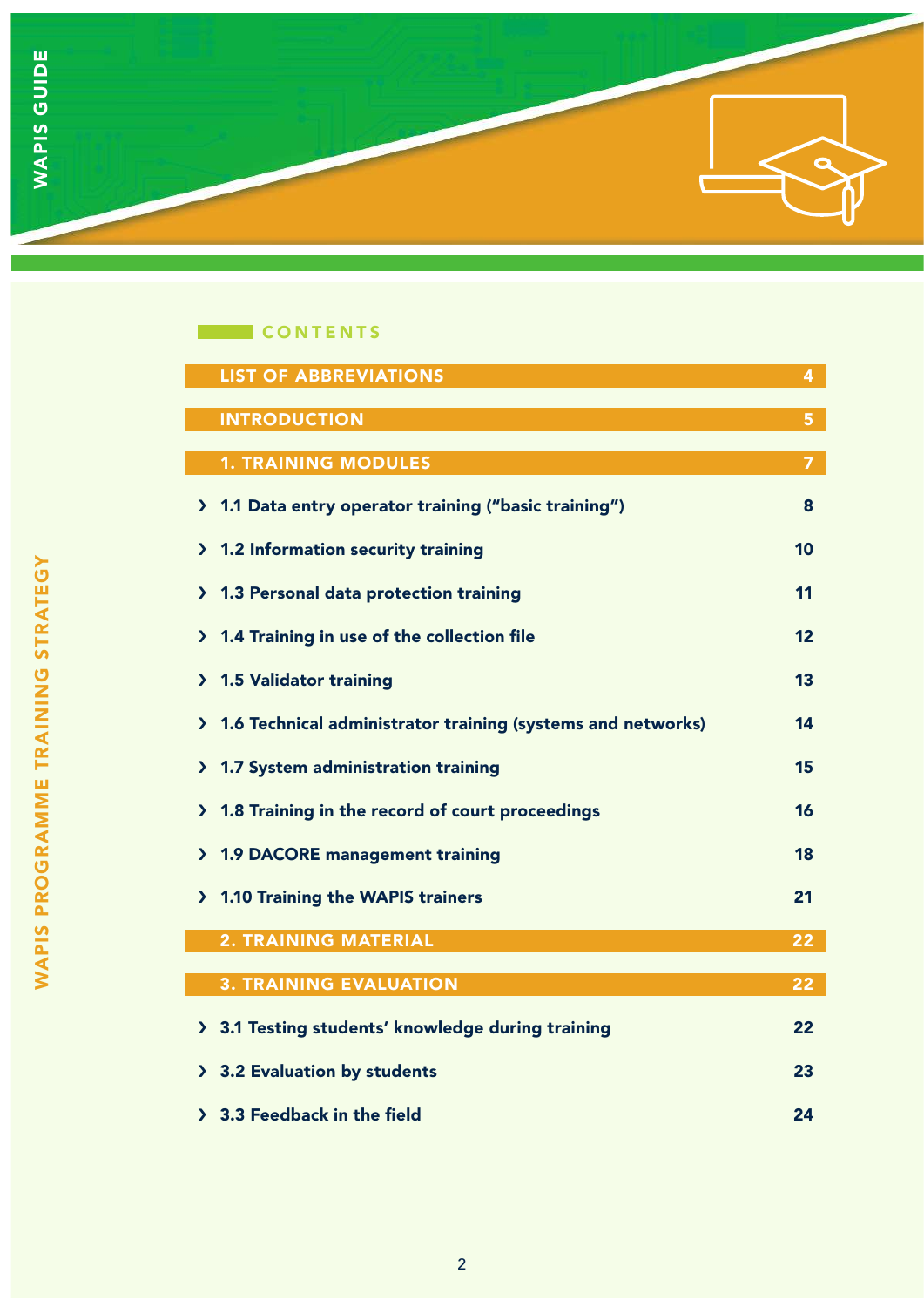## CONTENTS

| | |
|---|---|
| **LIST OF ABBREVIATIONS** | 4 |
| **INTRODUCTION** | 5 |
| **1. TRAINING MODULES** | 7 |
| › 1.1 Data entry operator training ("basic training") | 8 |
| › 1.2 Information security training | 10 |
| › 1.3 Personal data protection training | 11 |
| › 1.4 Training in use of the collection file | 12 |
| › 1.5 Validator training | 13 |
| › 1.6 Technical administrator training (systems and networks) | 14 |
| › 1.7 System administration training | 15 |
| › 1.8 Training in the record of court proceedings | 16 |
| › 1.9 DACORE management training | 18 |
| › 1.10 Training the WAPIS trainers | 21 |
| **2. TRAINING MATERIAL** | 22 |
| **3. TRAINING EVALUATION** | 22 |
| › 3.1 Testing students' knowledge during training | 22 |
| › 3.2 Evaluation by students | 23 |
| › 3.3 Feedback in the field | 24 |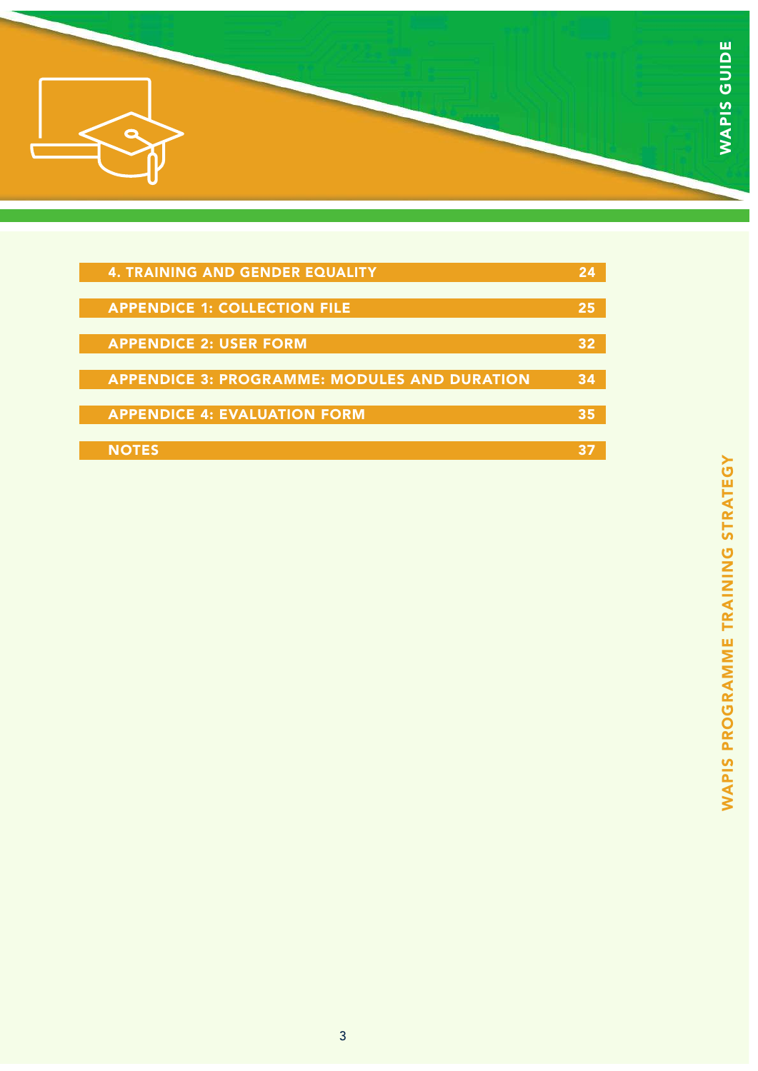| | |
|---|---|
| 4. TRAINING AND GENDER EQUALITY | 24 |
| APPENDICE 1: COLLECTION FILE | 25 |
| APPENDICE 2: USER FORM | 32 |
| APPENDICE 3: PROGRAMME: MODULES AND DURATION | 34 |
| APPENDICE 4: EVALUATION FORM | 35 |
| NOTES | 37 |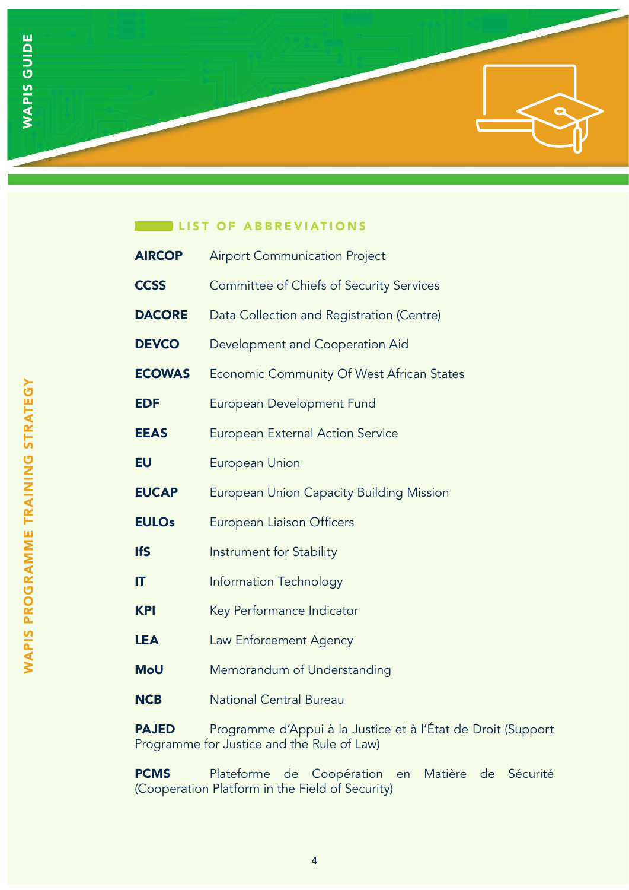## LIST OF ABBREVIATIONS

| | |
|---|---|
| **AIRCOP** | Airport Communication Project |
| **CCSS** | Committee of Chiefs of Security Services |
| **DACORE** | Data Collection and Registration (Centre) |
| **DEVCO** | Development and Cooperation Aid |
| **ECOWAS** | Economic Community Of West African States |
| **EDF** | European Development Fund |
| **EEAS** | European External Action Service |
| **EU** | European Union |
| **EUCAP** | European Union Capacity Building Mission |
| **EULOs** | European Liaison Officers |
| **IfS** | Instrument for Stability |
| **IT** | Information Technology |
| **KPI** | Key Performance Indicator |
| **LEA** | Law Enforcement Agency |
| **MoU** | Memorandum of Understanding |
| **NCB** | National Central Bureau |
| **PAJED** | Programme d'Appui à la Justice et à l'État de Droit (Support Programme for Justice and the Rule of Law) |
| **PCMS** | Plateforme de Coopération en Matière de Sécurité (Cooperation Platform in the Field of Security) |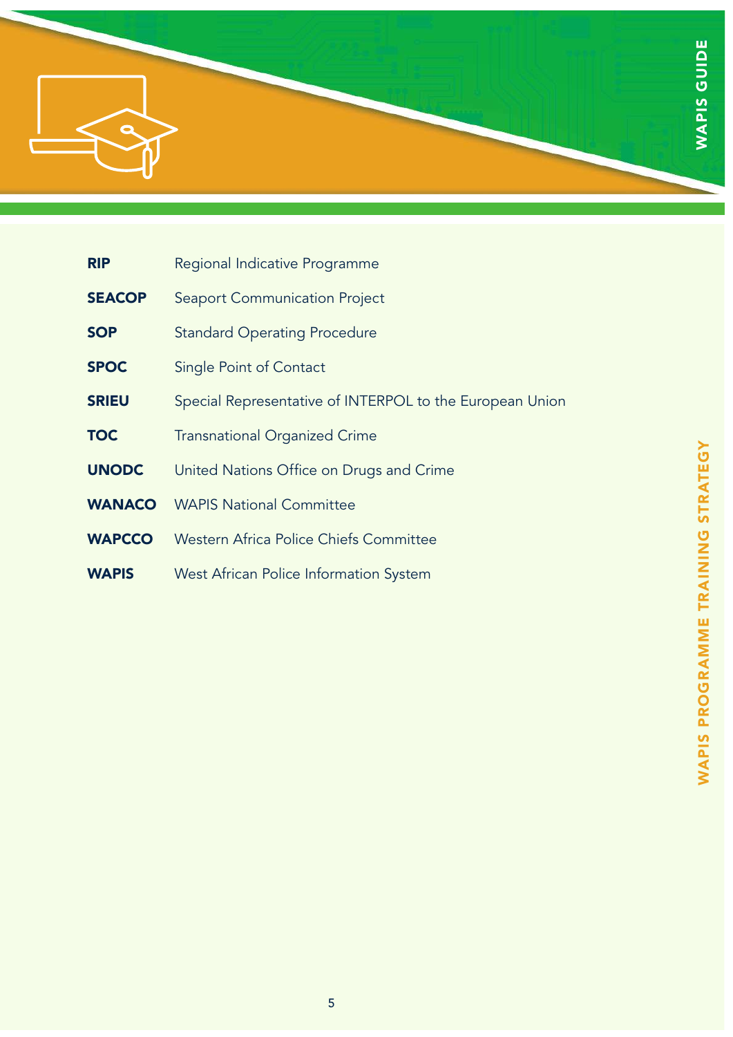| | |
|---|---|
| **RIP** | Regional Indicative Programme |
| **SEACOP** | Seaport Communication Project |
| **SOP** | Standard Operating Procedure |
| **SPOC** | Single Point of Contact |
| **SRIEU** | Special Representative of INTERPOL to the European Union |
| **TOC** | Transnational Organized Crime |
| **UNODC** | United Nations Office on Drugs and Crime |
| **WANACO** | WAPIS National Committee |
| **WAPCCO** | Western Africa Police Chiefs Committee |
| **WAPIS** | West African Police Information System |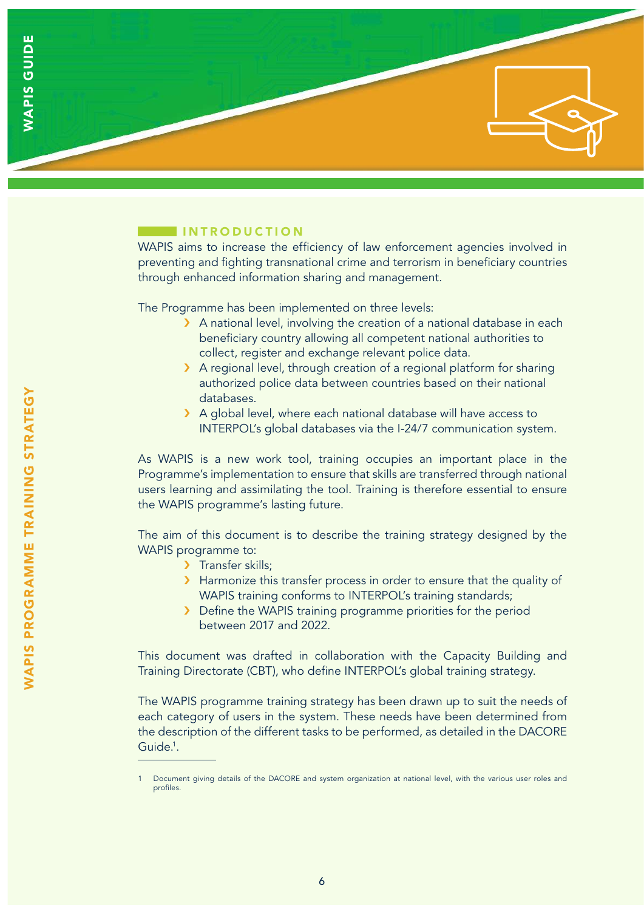## INTRODUCTION

WAPIS aims to increase the efficiency of law enforcement agencies involved in preventing and fighting transnational crime and terrorism in beneficiary countries through enhanced information sharing and management.

The Programme has been implemented on three levels:

- A national level, involving the creation of a national database in each beneficiary country allowing all competent national authorities to collect, register and exchange relevant police data.
- A regional level, through creation of a regional platform for sharing authorized police data between countries based on their national databases.
- A global level, where each national database will have access to INTERPOL's global databases via the I-24/7 communication system.

As WAPIS is a new work tool, training occupies an important place in the Programme's implementation to ensure that skills are transferred through national users learning and assimilating the tool. Training is therefore essential to ensure the WAPIS programme's lasting future.

The aim of this document is to describe the training strategy designed by the WAPIS programme to:

- Transfer skills;
- Harmonize this transfer process in order to ensure that the quality of WAPIS training conforms to INTERPOL's training standards;
- Define the WAPIS training programme priorities for the period between 2017 and 2022.

This document was drafted in collaboration with the Capacity Building and Training Directorate (CBT), who define INTERPOL's global training strategy.

The WAPIS programme training strategy has been drawn up to suit the needs of each category of users in the system. These needs have been determined from the description of the different tasks to be performed, as detailed in the DACORE Guide[1].

---

1 Document giving details of the DACORE and system organization at national level, with the various user roles and profiles.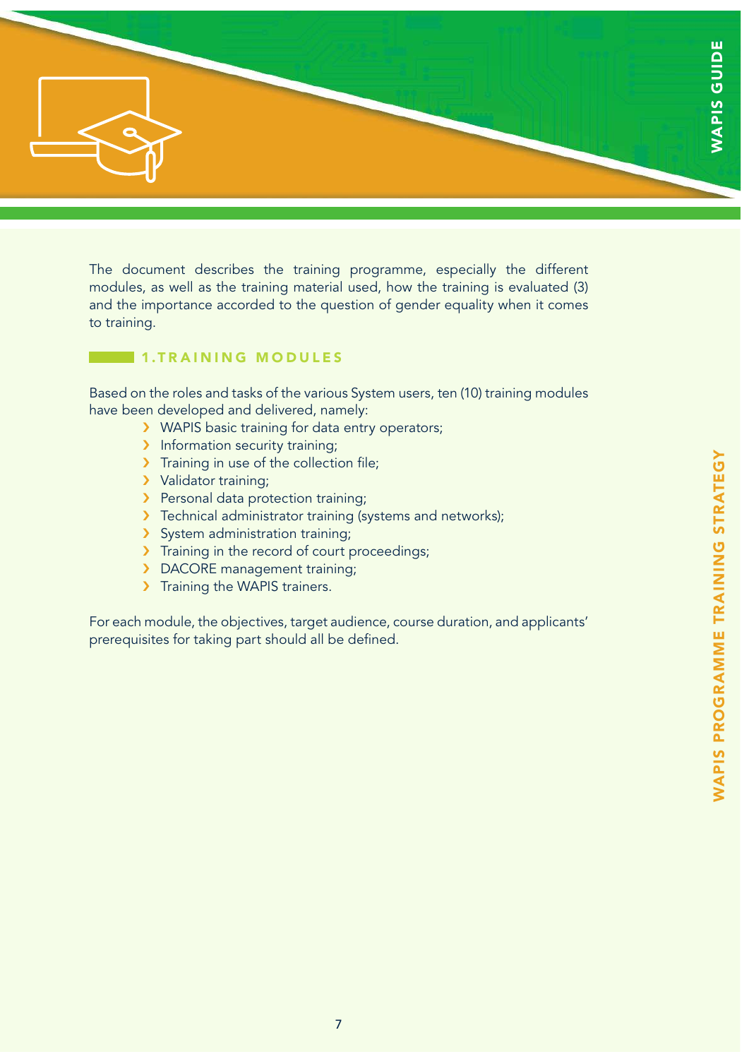The document describes the training programme, especially the different modules, as well as the training material used, how the training is evaluated (3) and the importance accorded to the question of gender equality when it comes to training.

## 1. TRAINING MODULES

Based on the roles and tasks of the various System users, ten (10) training modules have been developed and delivered, namely:

- WAPIS basic training for data entry operators;
- Information security training;
- Training in use of the collection file;
- Validator training;
- Personal data protection training;
- Technical administrator training (systems and networks);
- System administration training;
- Training in the record of court proceedings;
- DACORE management training;
- Training the WAPIS trainers.

For each module, the objectives, target audience, course duration, and applicants' prerequisites for taking part should all be defined.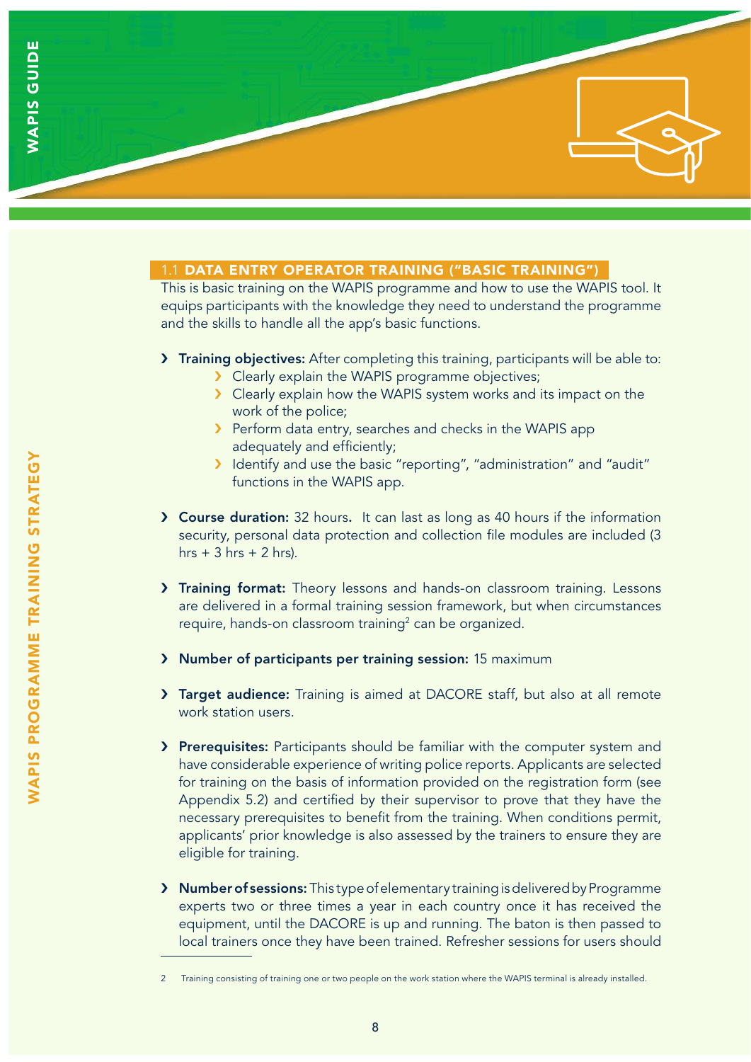### 1.1 DATA ENTRY OPERATOR TRAINING ("BASIC TRAINING")

This is basic training on the WAPIS programme and how to use the WAPIS tool. It equips participants with the knowledge they need to understand the programme and the skills to handle all the app's basic functions.

- **Training objectives:** After completing this training, participants will be able to:
  - Clearly explain the WAPIS programme objectives;
  - Clearly explain how the WAPIS system works and its impact on the work of the police;
  - Perform data entry, searches and checks in the WAPIS app adequately and efficiently;
  - Identify and use the basic "reporting", "administration" and "audit" functions in the WAPIS app.

- **Course duration:** 32 hours**.** It can last as long as 40 hours if the information security, personal data protection and collection file modules are included (3 hrs + 3 hrs + 2 hrs).

- **Training format:** Theory lessons and hands-on classroom training. Lessons are delivered in a formal training session framework, but when circumstances require, hands-on classroom training[2] can be organized.

- **Number of participants per training session:** 15 maximum

- **Target audience:** Training is aimed at DACORE staff, but also at all remote work station users.

- **Prerequisites:** Participants should be familiar with the computer system and have considerable experience of writing police reports. Applicants are selected for training on the basis of information provided on the registration form (see Appendix 5.2) and certified by their supervisor to prove that they have the necessary prerequisites to benefit from the training. When conditions permit, applicants' prior knowledge is also assessed by the trainers to ensure they are eligible for training.

- **Number of sessions:** This type of elementary training is delivered by Programme experts two or three times a year in each country once it has received the equipment, until the DACORE is up and running. The baton is then passed to local trainers once they have been trained. Refresher sessions for users should

---

2 Training consisting of training one or two people on the work station where the WAPIS terminal is already installed.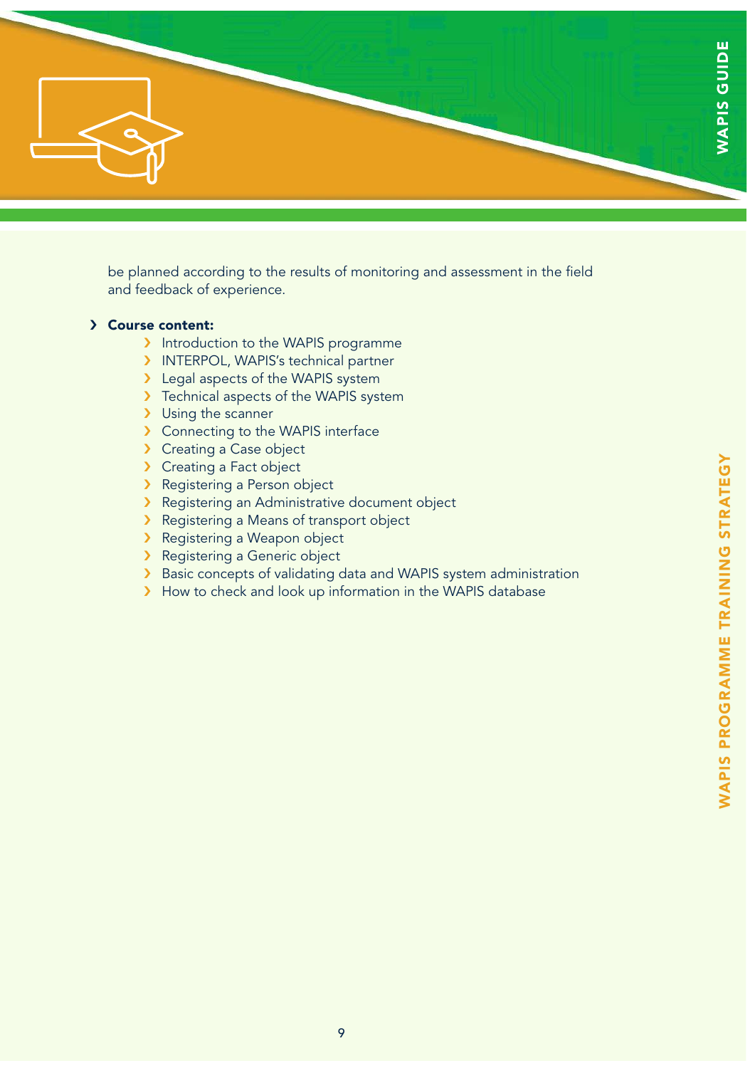be planned according to the results of monitoring and assessment in the field and feedback of experience.

- **Course content:**
  - Introduction to the WAPIS programme
  - INTERPOL, WAPIS's technical partner
  - Legal aspects of the WAPIS system
  - Technical aspects of the WAPIS system
  - Using the scanner
  - Connecting to the WAPIS interface
  - Creating a Case object
  - Creating a Fact object
  - Registering a Person object
  - Registering an Administrative document object
  - Registering a Means of transport object
  - Registering a Weapon object
  - Registering a Generic object
  - Basic concepts of validating data and WAPIS system administration
  - How to check and look up information in the WAPIS database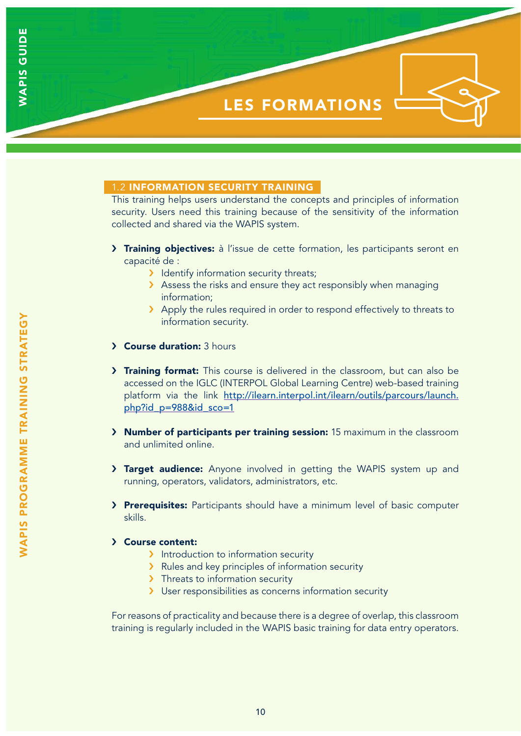# LES FORMATIONS

## 1.2 INFORMATION SECURITY TRAINING

This training helps users understand the concepts and principles of information security. Users need this training because of the sensitivity of the information collected and shared via the WAPIS system.

- **Training objectives:** à l'issue de cette formation, les participants seront en capacité de :
  - Identify information security threats;
  - Assess the risks and ensure they act responsibly when managing information;
  - Apply the rules required in order to respond effectively to threats to information security.
- **Course duration:** 3 hours
- **Training format:** This course is delivered in the classroom, but can also be accessed on the IGLC (INTERPOL Global Learning Centre) web-based training platform via the link http://ilearn.interpol.int/ilearn/outils/parcours/launch.php?id_p=988&id_sco=1
- **Number of participants per training session:** 15 maximum in the classroom and unlimited online.
- **Target audience:** Anyone involved in getting the WAPIS system up and running, operators, validators, administrators, etc.
- **Prerequisites:** Participants should have a minimum level of basic computer skills.
- **Course content:**
  - Introduction to information security
  - Rules and key principles of information security
  - Threats to information security
  - User responsibilities as concerns information security

For reasons of practicality and because there is a degree of overlap, this classroom training is regularly included in the WAPIS basic training for data entry operators.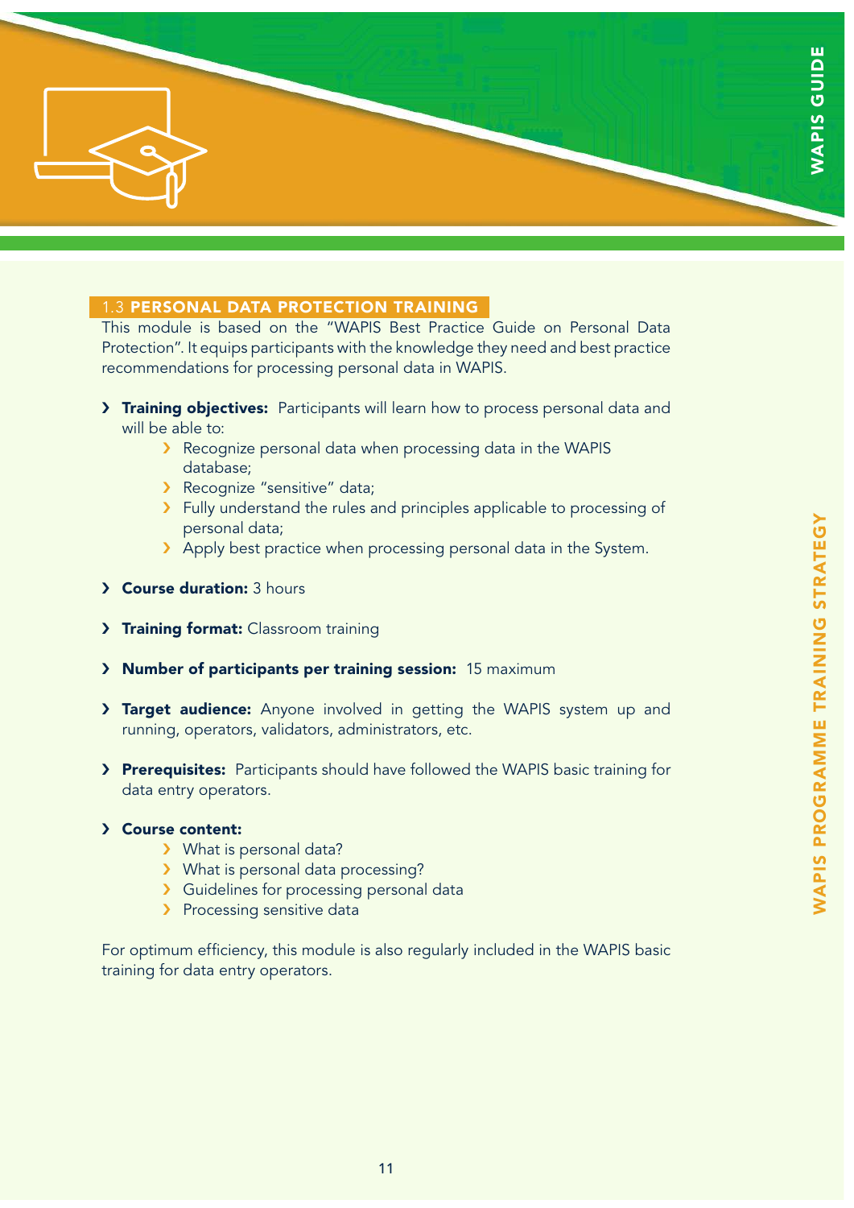## 1.3 PERSONAL DATA PROTECTION TRAINING

This module is based on the "WAPIS Best Practice Guide on Personal Data Protection". It equips participants with the knowledge they need and best practice recommendations for processing personal data in WAPIS.

- **Training objectives:** Participants will learn how to process personal data and will be able to:
  - Recognize personal data when processing data in the WAPIS database;
  - Recognize "sensitive" data;
  - Fully understand the rules and principles applicable to processing of personal data;
  - Apply best practice when processing personal data in the System.
- **Course duration:** 3 hours
- **Training format:** Classroom training
- **Number of participants per training session:** 15 maximum
- **Target audience:** Anyone involved in getting the WAPIS system up and running, operators, validators, administrators, etc.
- **Prerequisites:** Participants should have followed the WAPIS basic training for data entry operators.
- **Course content:**
  - What is personal data?
  - What is personal data processing?
  - Guidelines for processing personal data
  - Processing sensitive data

For optimum efficiency, this module is also regularly included in the WAPIS basic training for data entry operators.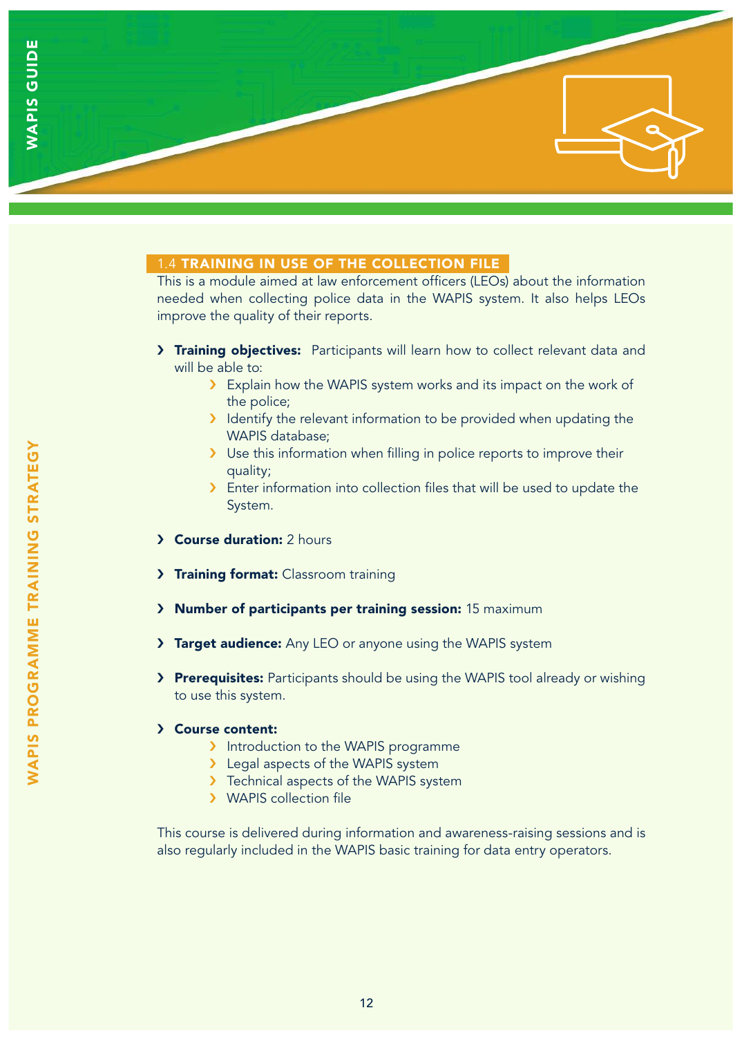## 1.4 TRAINING IN USE OF THE COLLECTION FILE

This is a module aimed at law enforcement officers (LEOs) about the information needed when collecting police data in the WAPIS system. It also helps LEOs improve the quality of their reports.

- **Training objectives:** Participants will learn how to collect relevant data and will be able to:
  - Explain how the WAPIS system works and its impact on the work of the police;
  - Identify the relevant information to be provided when updating the WAPIS database;
  - Use this information when filling in police reports to improve their quality;
  - Enter information into collection files that will be used to update the System.
- **Course duration:** 2 hours
- **Training format:** Classroom training
- **Number of participants per training session:** 15 maximum
- **Target audience:** Any LEO or anyone using the WAPIS system
- **Prerequisites:** Participants should be using the WAPIS tool already or wishing to use this system.
- **Course content:**
  - Introduction to the WAPIS programme
  - Legal aspects of the WAPIS system
  - Technical aspects of the WAPIS system
  - WAPIS collection file

This course is delivered during information and awareness-raising sessions and is also regularly included in the WAPIS basic training for data entry operators.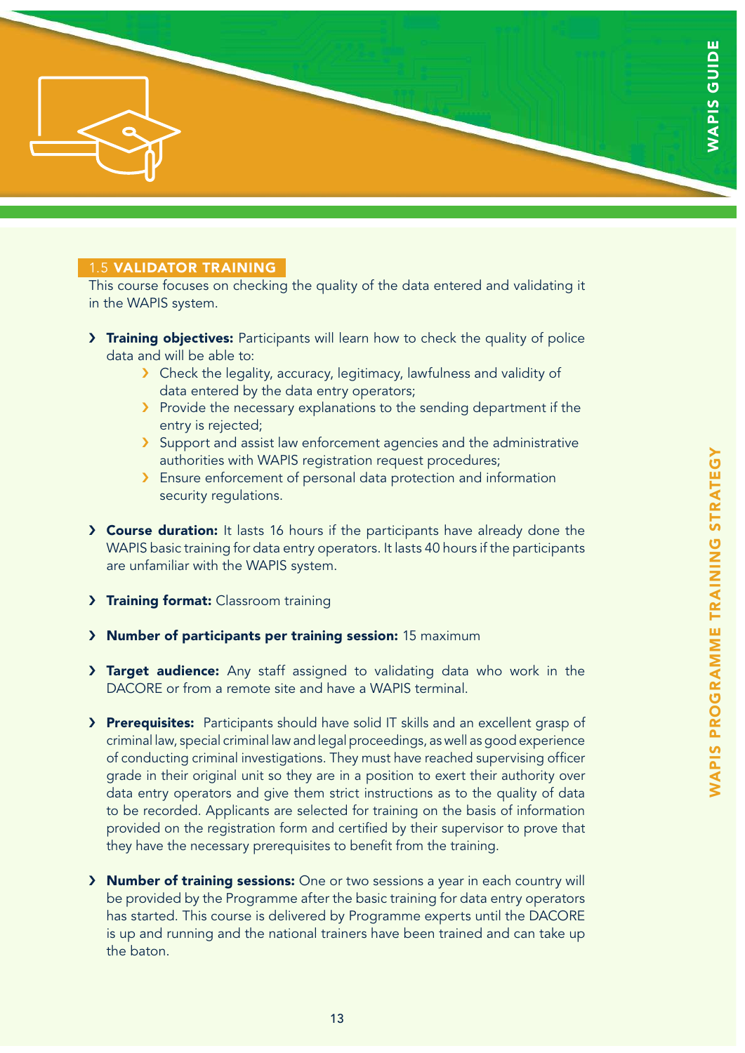## 1.5 VALIDATOR TRAINING

This course focuses on checking the quality of the data entered and validating it in the WAPIS system.

- **Training objectives:** Participants will learn how to check the quality of police data and will be able to:
    - Check the legality, accuracy, legitimacy, lawfulness and validity of data entered by the data entry operators;
    - Provide the necessary explanations to the sending department if the entry is rejected;
    - Support and assist law enforcement agencies and the administrative authorities with WAPIS registration request procedures;
    - Ensure enforcement of personal data protection and information security regulations.

- **Course duration:** It lasts 16 hours if the participants have already done the WAPIS basic training for data entry operators. It lasts 40 hours if the participants are unfamiliar with the WAPIS system.

- **Training format:** Classroom training

- **Number of participants per training session:** 15 maximum

- **Target audience:** Any staff assigned to validating data who work in the DACORE or from a remote site and have a WAPIS terminal.

- **Prerequisites:** Participants should have solid IT skills and an excellent grasp of criminal law, special criminal law and legal proceedings, as well as good experience of conducting criminal investigations. They must have reached supervising officer grade in their original unit so they are in a position to exert their authority over data entry operators and give them strict instructions as to the quality of data to be recorded. Applicants are selected for training on the basis of information provided on the registration form and certified by their supervisor to prove that they have the necessary prerequisites to benefit from the training.

- **Number of training sessions:** One or two sessions a year in each country will be provided by the Programme after the basic training for data entry operators has started. This course is delivered by Programme experts until the DACORE is up and running and the national trainers have been trained and can take up the baton.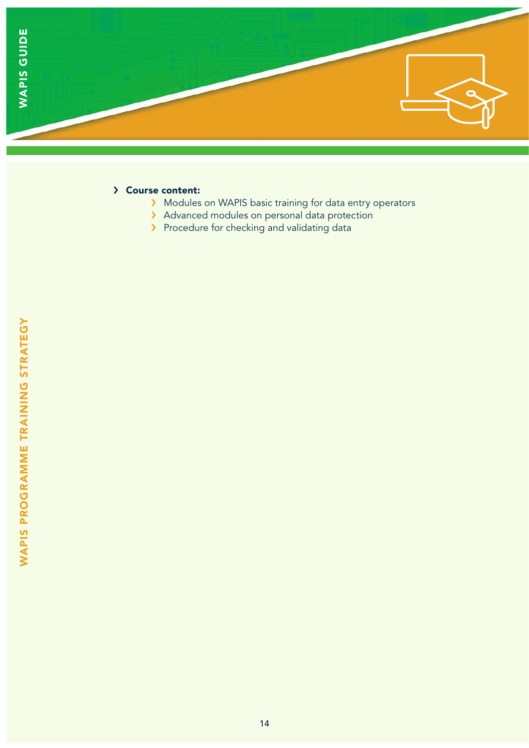- **Course content:**
  - Modules on WAPIS basic training for data entry operators
  - Advanced modules on personal data protection
  - Procedure for checking and validating data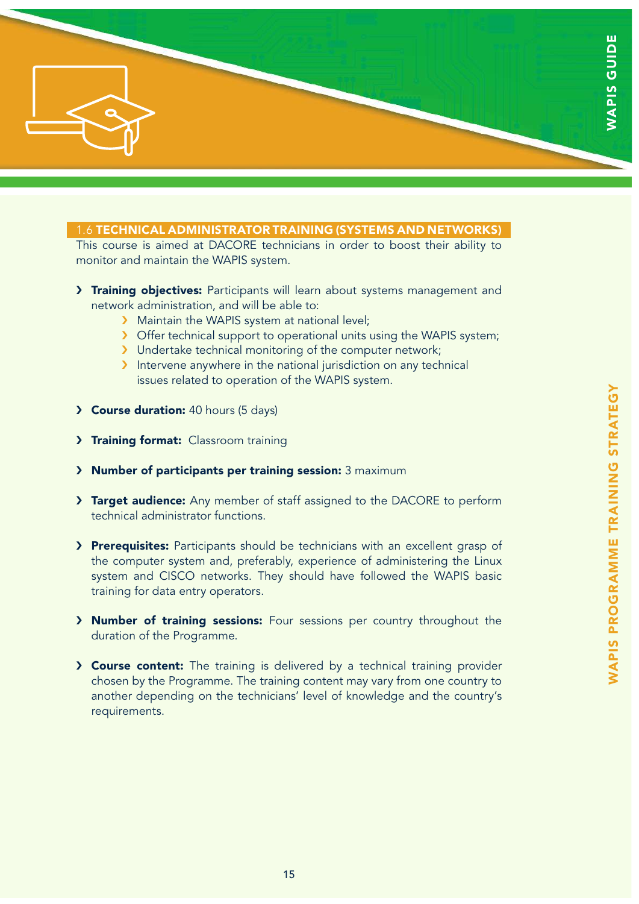## 1.6 TECHNICAL ADMINISTRATOR TRAINING (SYSTEMS AND NETWORKS)

This course is aimed at DACORE technicians in order to boost their ability to monitor and maintain the WAPIS system.

- **Training objectives:** Participants will learn about systems management and network administration, and will be able to:
  - Maintain the WAPIS system at national level;
  - Offer technical support to operational units using the WAPIS system;
  - Undertake technical monitoring of the computer network;
  - Intervene anywhere in the national jurisdiction on any technical issues related to operation of the WAPIS system.

- **Course duration:** 40 hours (5 days)

- **Training format:** Classroom training

- **Number of participants per training session:** 3 maximum

- **Target audience:** Any member of staff assigned to the DACORE to perform technical administrator functions.

- **Prerequisites:** Participants should be technicians with an excellent grasp of the computer system and, preferably, experience of administering the Linux system and CISCO networks. They should have followed the WAPIS basic training for data entry operators.

- **Number of training sessions:** Four sessions per country throughout the duration of the Programme.

- **Course content:** The training is delivered by a technical training provider chosen by the Programme. The training content may vary from one country to another depending on the technicians' level of knowledge and the country's requirements.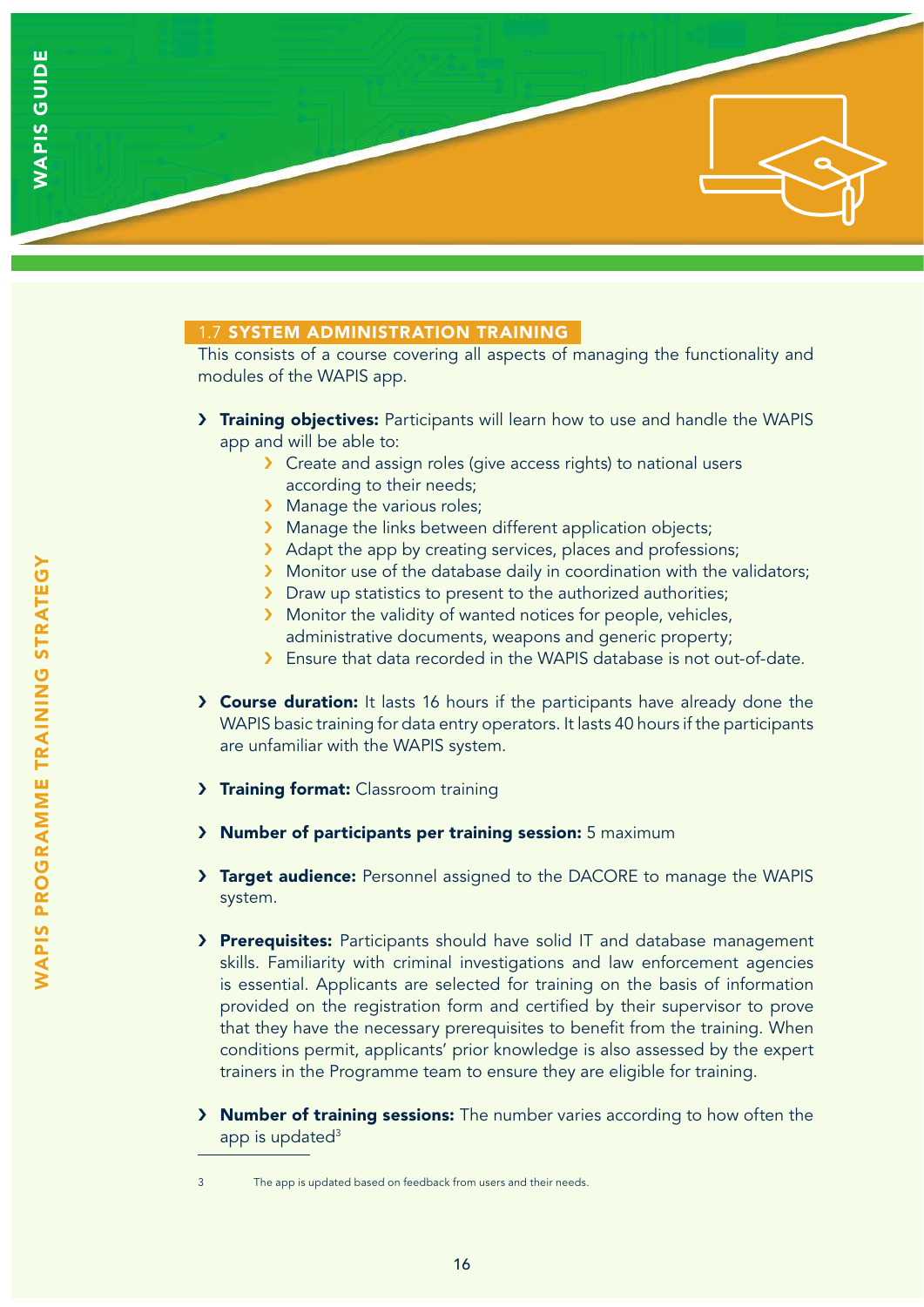## 1.7 SYSTEM ADMINISTRATION TRAINING

This consists of a course covering all aspects of managing the functionality and modules of the WAPIS app.

- **Training objectives:** Participants will learn how to use and handle the WAPIS app and will be able to:
  - Create and assign roles (give access rights) to national users according to their needs;
  - Manage the various roles;
  - Manage the links between different application objects;
  - Adapt the app by creating services, places and professions;
  - Monitor use of the database daily in coordination with the validators;
  - Draw up statistics to present to the authorized authorities;
  - Monitor the validity of wanted notices for people, vehicles, administrative documents, weapons and generic property;
  - Ensure that data recorded in the WAPIS database is not out-of-date.

- **Course duration:** It lasts 16 hours if the participants have already done the WAPIS basic training for data entry operators. It lasts 40 hours if the participants are unfamiliar with the WAPIS system.

- **Training format:** Classroom training

- **Number of participants per training session:** 5 maximum

- **Target audience:** Personnel assigned to the DACORE to manage the WAPIS system.

- **Prerequisites:** Participants should have solid IT and database management skills. Familiarity with criminal investigations and law enforcement agencies is essential. Applicants are selected for training on the basis of information provided on the registration form and certified by their supervisor to prove that they have the necessary prerequisites to benefit from the training. When conditions permit, applicants' prior knowledge is also assessed by the expert trainers in the Programme team to ensure they are eligible for training.

- **Number of training sessions:** The number varies according to how often the app is updated[3]

---

[3] The app is updated based on feedback from users and their needs.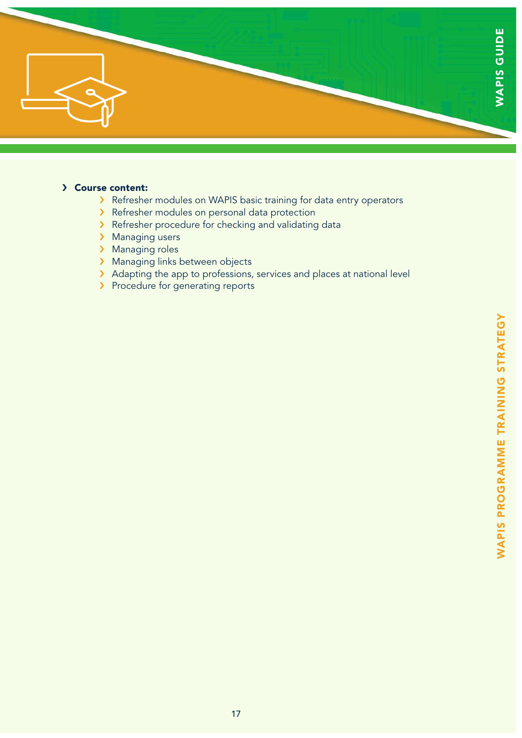- **Course content:**
  - Refresher modules on WAPIS basic training for data entry operators
  - Refresher modules on personal data protection
  - Refresher procedure for checking and validating data
  - Managing users
  - Managing roles
  - Managing links between objects
  - Adapting the app to professions, services and places at national level
  - Procedure for generating reports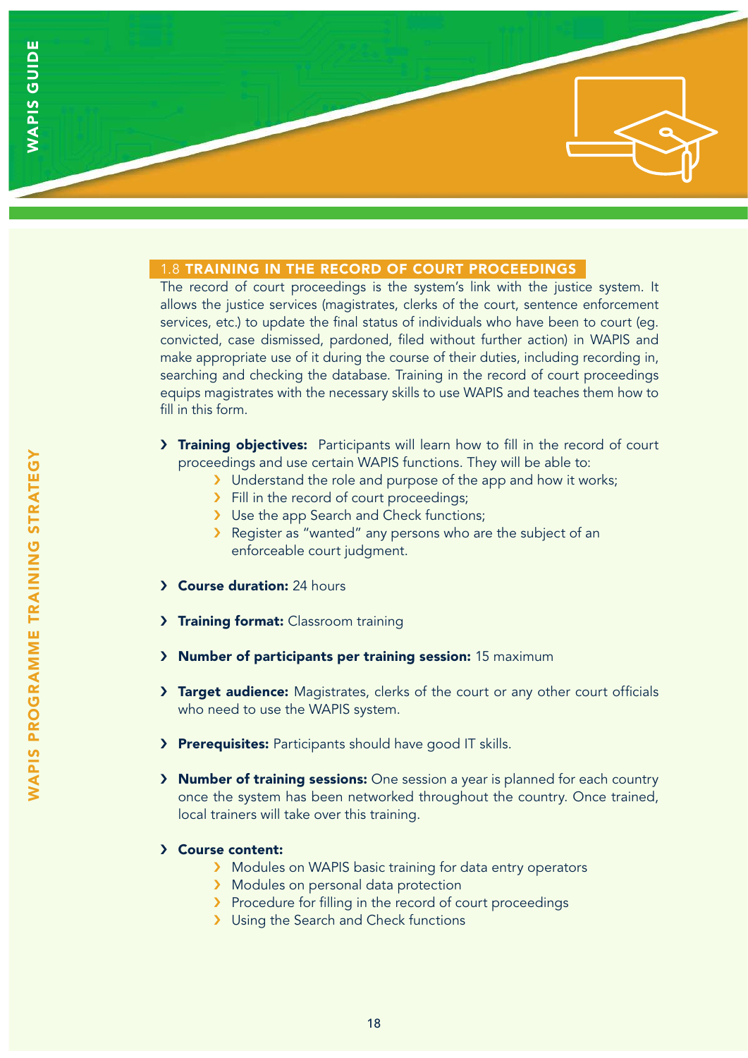## 1.8 TRAINING IN THE RECORD OF COURT PROCEEDINGS

The record of court proceedings is the system's link with the justice system. It allows the justice services (magistrates, clerks of the court, sentence enforcement services, etc.) to update the final status of individuals who have been to court (eg. convicted, case dismissed, pardoned, filed without further action) in WAPIS and make appropriate use of it during the course of their duties, including recording in, searching and checking the database. Training in the record of court proceedings equips magistrates with the necessary skills to use WAPIS and teaches them how to fill in this form.

- **Training objectives:** Participants will learn how to fill in the record of court proceedings and use certain WAPIS functions. They will be able to:
  - Understand the role and purpose of the app and how it works;
  - Fill in the record of court proceedings;
  - Use the app Search and Check functions;
  - Register as "wanted" any persons who are the subject of an enforceable court judgment.
- **Course duration:** 24 hours
- **Training format:** Classroom training
- **Number of participants per training session:** 15 maximum
- **Target audience:** Magistrates, clerks of the court or any other court officials who need to use the WAPIS system.
- **Prerequisites:** Participants should have good IT skills.
- **Number of training sessions:** One session a year is planned for each country once the system has been networked throughout the country. Once trained, local trainers will take over this training.
- **Course content:**
  - Modules on WAPIS basic training for data entry operators
  - Modules on personal data protection
  - Procedure for filling in the record of court proceedings
  - Using the Search and Check functions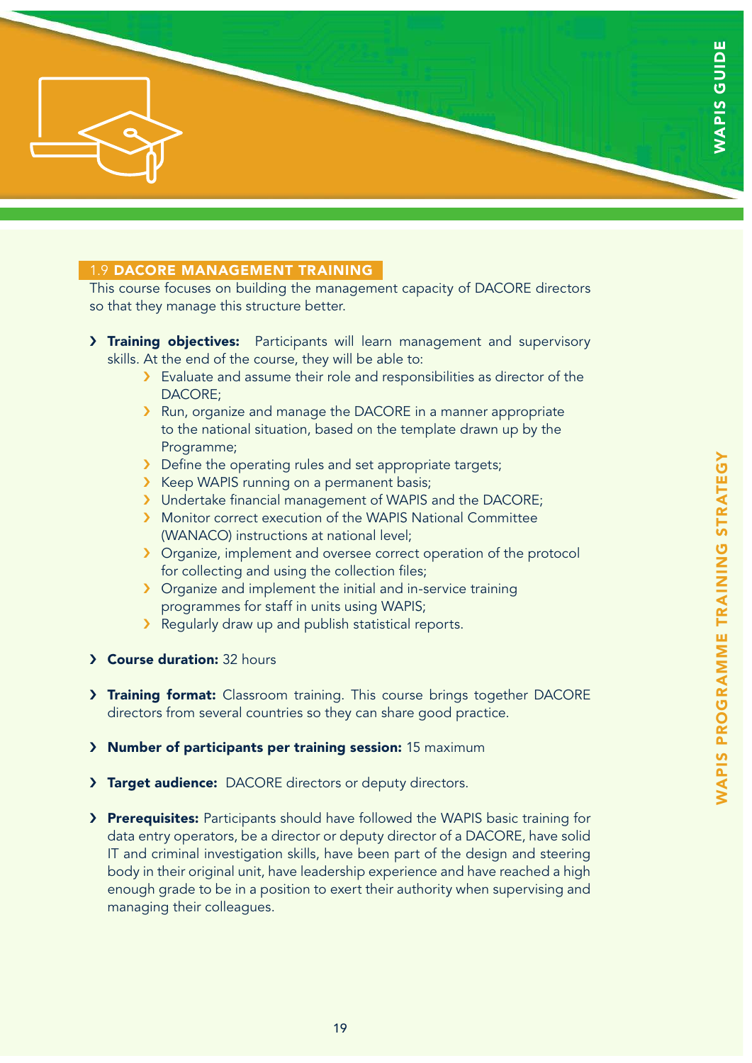## 1.9 DACORE MANAGEMENT TRAINING

This course focuses on building the management capacity of DACORE directors so that they manage this structure better.

- **Training objectives:** Participants will learn management and supervisory skills. At the end of the course, they will be able to:
  - Evaluate and assume their role and responsibilities as director of the DACORE;
  - Run, organize and manage the DACORE in a manner appropriate to the national situation, based on the template drawn up by the Programme;
  - Define the operating rules and set appropriate targets;
  - Keep WAPIS running on a permanent basis;
  - Undertake financial management of WAPIS and the DACORE;
  - Monitor correct execution of the WAPIS National Committee (WANACO) instructions at national level;
  - Organize, implement and oversee correct operation of the protocol for collecting and using the collection files;
  - Organize and implement the initial and in-service training programmes for staff in units using WAPIS;
  - Regularly draw up and publish statistical reports.

- **Course duration:** 32 hours

- **Training format:** Classroom training. This course brings together DACORE directors from several countries so they can share good practice.

- **Number of participants per training session:** 15 maximum

- **Target audience:** DACORE directors or deputy directors.

- **Prerequisites:** Participants should have followed the WAPIS basic training for data entry operators, be a director or deputy director of a DACORE, have solid IT and criminal investigation skills, have been part of the design and steering body in their original unit, have leadership experience and have reached a high enough grade to be in a position to exert their authority when supervising and managing their colleagues.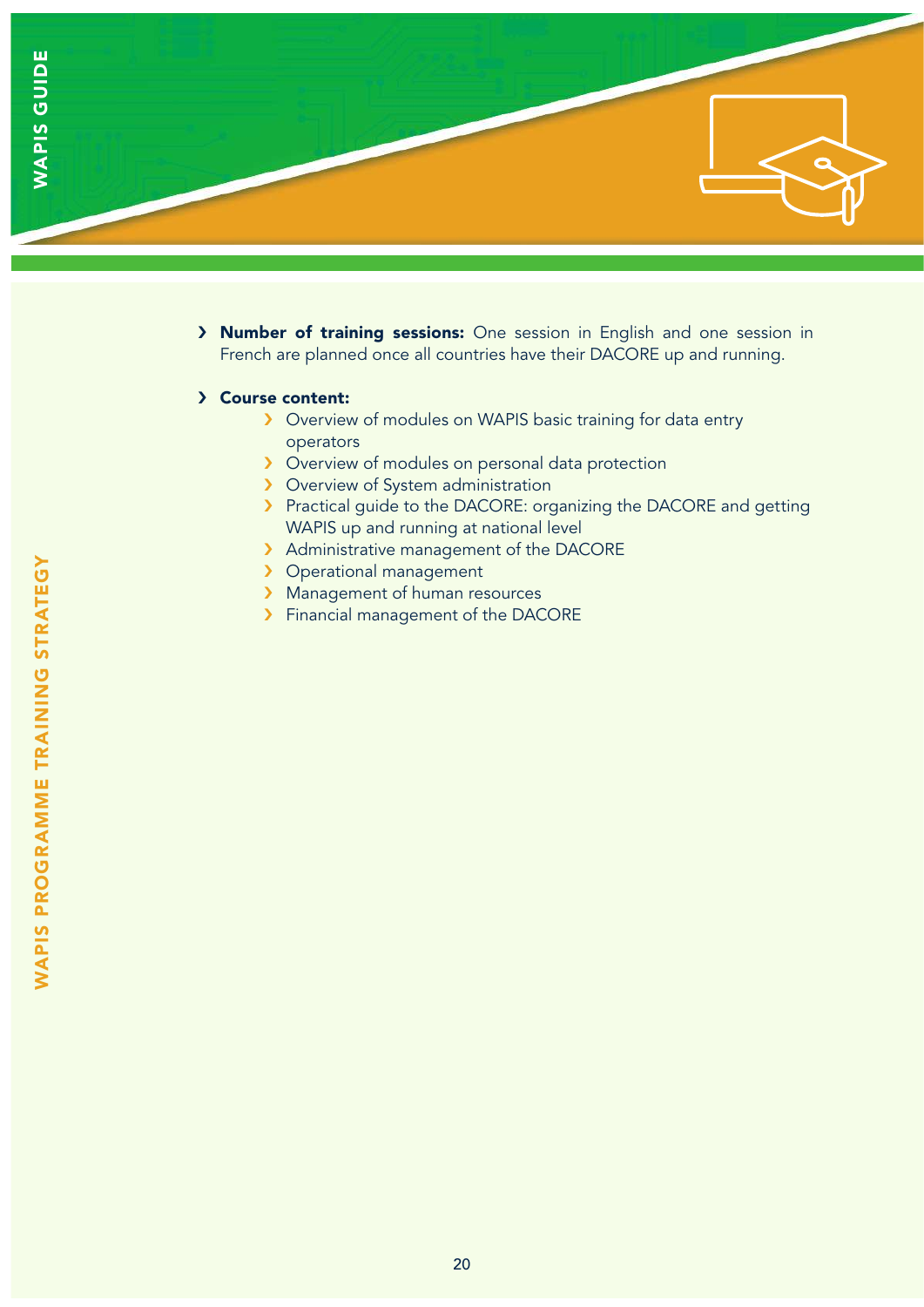- **Number of training sessions:** One session in English and one session in French are planned once all countries have their DACORE up and running.

- **Course content:**
    - Overview of modules on WAPIS basic training for data entry operators
    - Overview of modules on personal data protection
    - Overview of System administration
    - Practical guide to the DACORE: organizing the DACORE and getting WAPIS up and running at national level
    - Administrative management of the DACORE
    - Operational management
    - Management of human resources
    - Financial management of the DACORE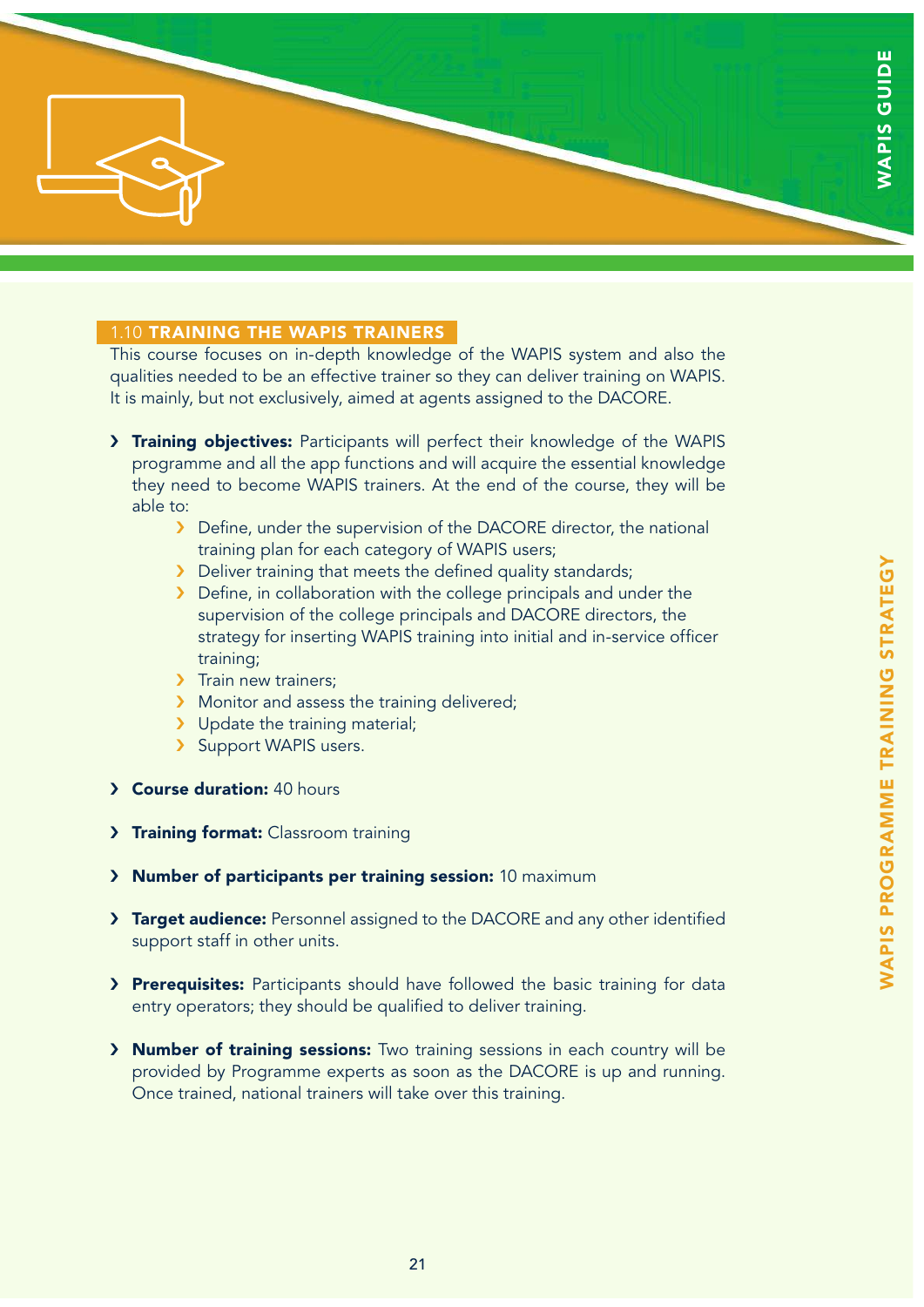## 1.10 TRAINING THE WAPIS TRAINERS

This course focuses on in-depth knowledge of the WAPIS system and also the qualities needed to be an effective trainer so they can deliver training on WAPIS. It is mainly, but not exclusively, aimed at agents assigned to the DACORE.

- **Training objectives:** Participants will perfect their knowledge of the WAPIS programme and all the app functions and will acquire the essential knowledge they need to become WAPIS trainers. At the end of the course, they will be able to:
  - Define, under the supervision of the DACORE director, the national training plan for each category of WAPIS users;
  - Deliver training that meets the defined quality standards;
  - Define, in collaboration with the college principals and under the supervision of the college principals and DACORE directors, the strategy for inserting WAPIS training into initial and in-service officer training;
  - Train new trainers;
  - Monitor and assess the training delivered;
  - Update the training material;
  - Support WAPIS users.

- **Course duration:** 40 hours

- **Training format:** Classroom training

- **Number of participants per training session:** 10 maximum

- **Target audience:** Personnel assigned to the DACORE and any other identified support staff in other units.

- **Prerequisites:** Participants should have followed the basic training for data entry operators; they should be qualified to deliver training.

- **Number of training sessions:** Two training sessions in each country will be provided by Programme experts as soon as the DACORE is up and running. Once trained, national trainers will take over this training.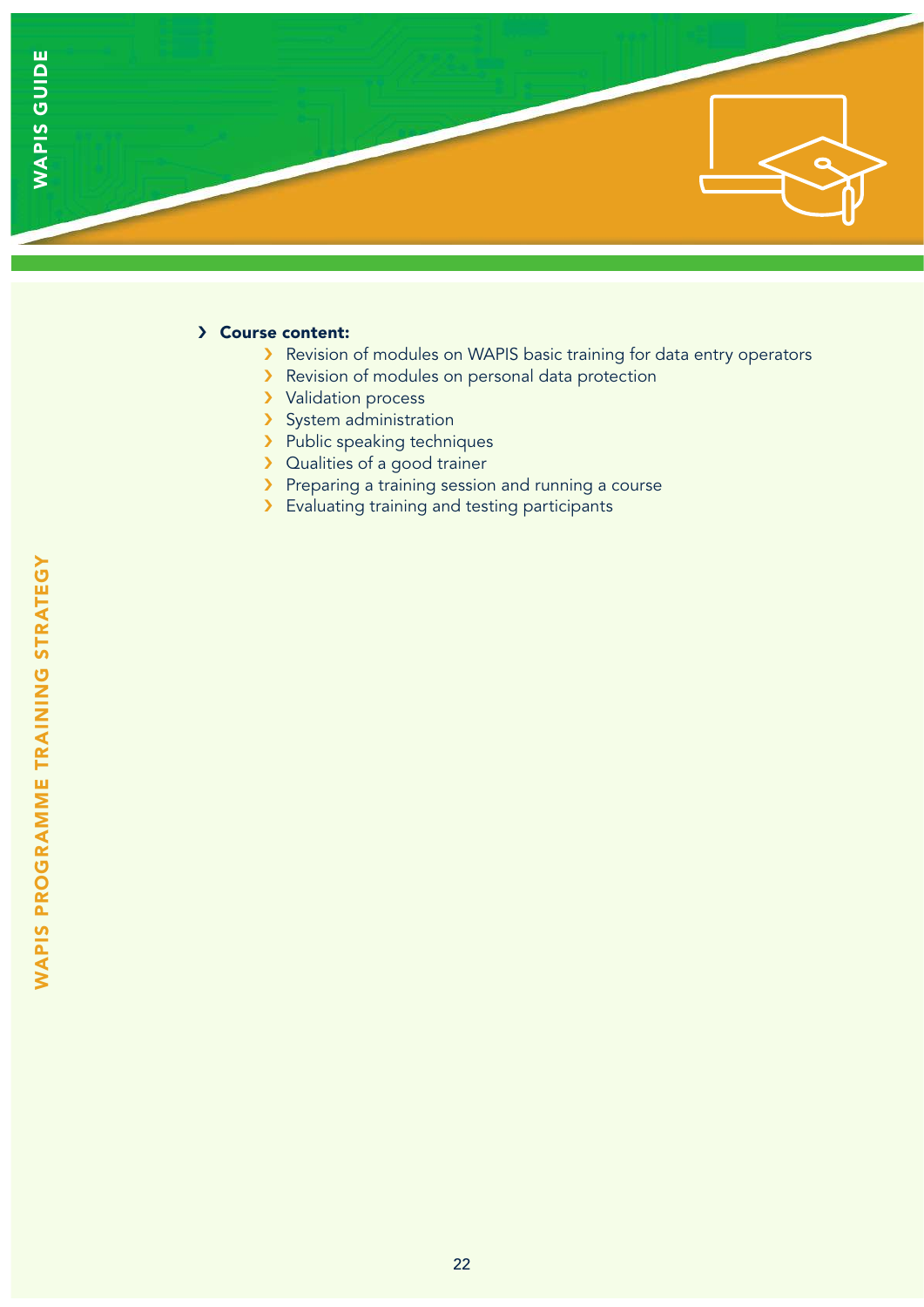- **Course content:**
  - Revision of modules on WAPIS basic training for data entry operators
  - Revision of modules on personal data protection
  - Validation process
  - System administration
  - Public speaking techniques
  - Qualities of a good trainer
  - Preparing a training session and running a course
  - Evaluating training and testing participants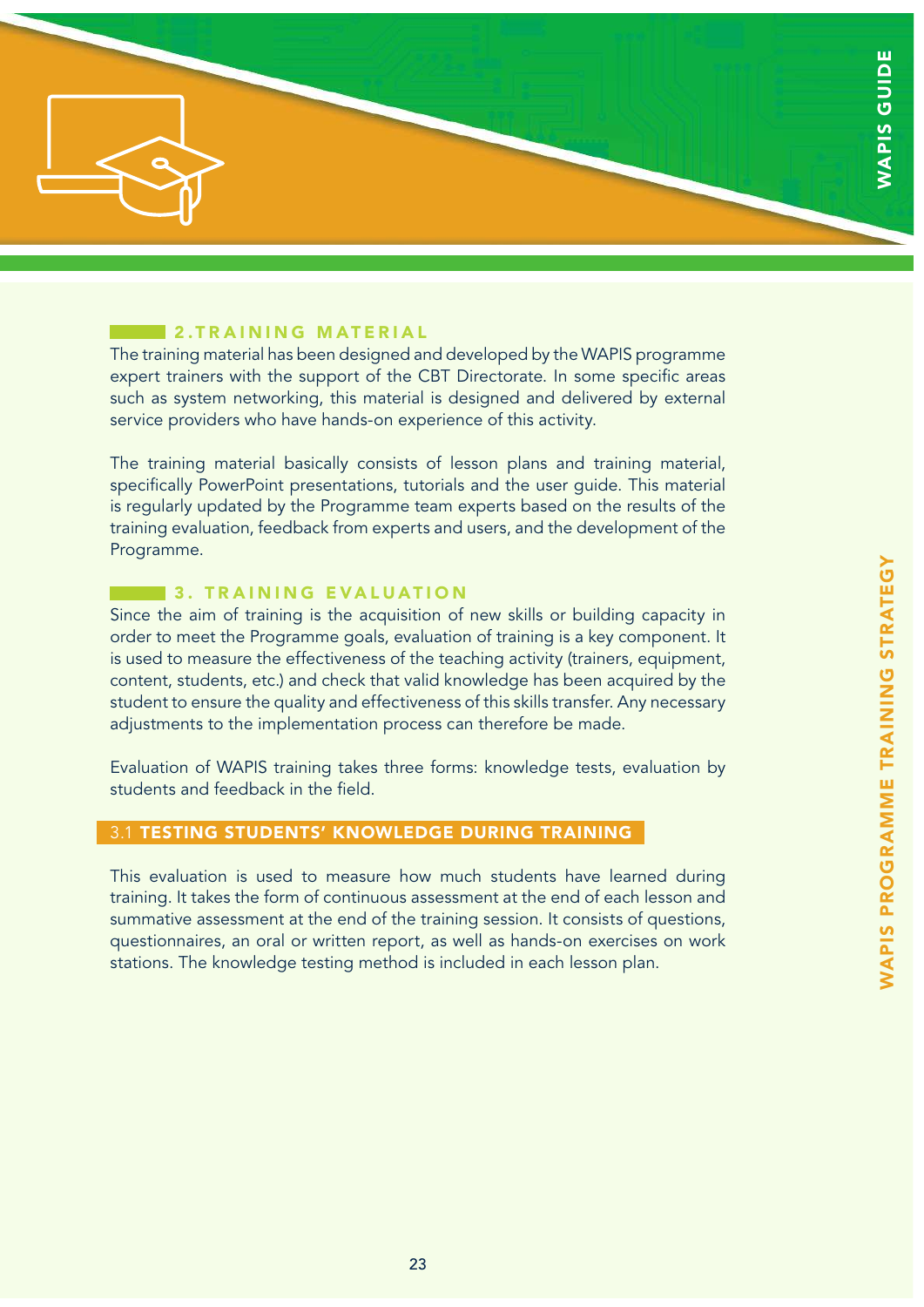## 2. TRAINING MATERIAL

The training material has been designed and developed by the WAPIS programme expert trainers with the support of the CBT Directorate. In some specific areas such as system networking, this material is designed and delivered by external service providers who have hands-on experience of this activity.

The training material basically consists of lesson plans and training material, specifically PowerPoint presentations, tutorials and the user guide. This material is regularly updated by the Programme team experts based on the results of the training evaluation, feedback from experts and users, and the development of the Programme.

## 3. TRAINING EVALUATION

Since the aim of training is the acquisition of new skills or building capacity in order to meet the Programme goals, evaluation of training is a key component. It is used to measure the effectiveness of the teaching activity (trainers, equipment, content, students, etc.) and check that valid knowledge has been acquired by the student to ensure the quality and effectiveness of this skills transfer. Any necessary adjustments to the implementation process can therefore be made.

Evaluation of WAPIS training takes three forms: knowledge tests, evaluation by students and feedback in the field.

### 3.1 TESTING STUDENTS' KNOWLEDGE DURING TRAINING

This evaluation is used to measure how much students have learned during training. It takes the form of continuous assessment at the end of each lesson and summative assessment at the end of the training session. It consists of questions, questionnaires, an oral or written report, as well as hands-on exercises on work stations. The knowledge testing method is included in each lesson plan.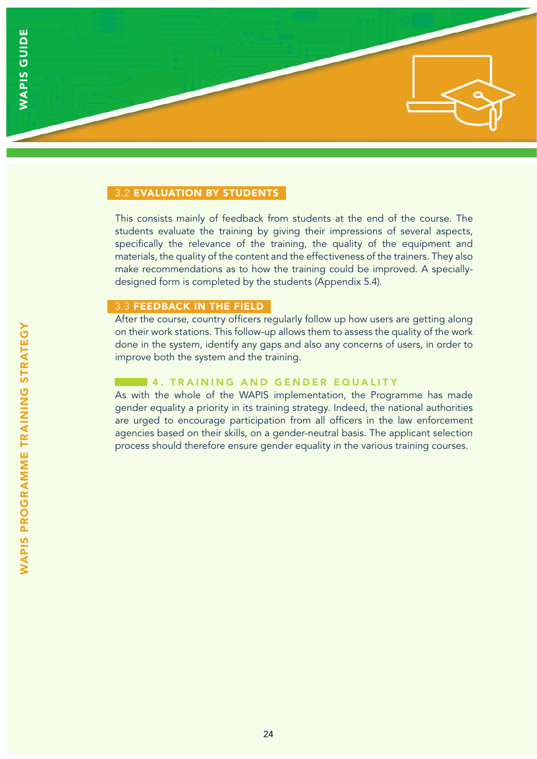### 3.2 EVALUATION BY STUDENTS

This consists mainly of feedback from students at the end of the course. The students evaluate the training by giving their impressions of several aspects, specifically the relevance of the training, the quality of the equipment and materials, the quality of the content and the effectiveness of the trainers. They also make recommendations as to how the training could be improved. A specially-designed form is completed by the students (Appendix 5.4).

### 3.3 FEEDBACK IN THE FIELD

After the course, country officers regularly follow up how users are getting along on their work stations. This follow-up allows them to assess the quality of the work done in the system, identify any gaps and also any concerns of users, in order to improve both the system and the training.

## 4. TRAINING AND GENDER EQUALITY

As with the whole of the WAPIS implementation, the Programme has made gender equality a priority in its training strategy. Indeed, the national authorities are urged to encourage participation from all officers in the law enforcement agencies based on their skills, on a gender-neutral basis. The applicant selection process should therefore ensure gender equality in the various training courses.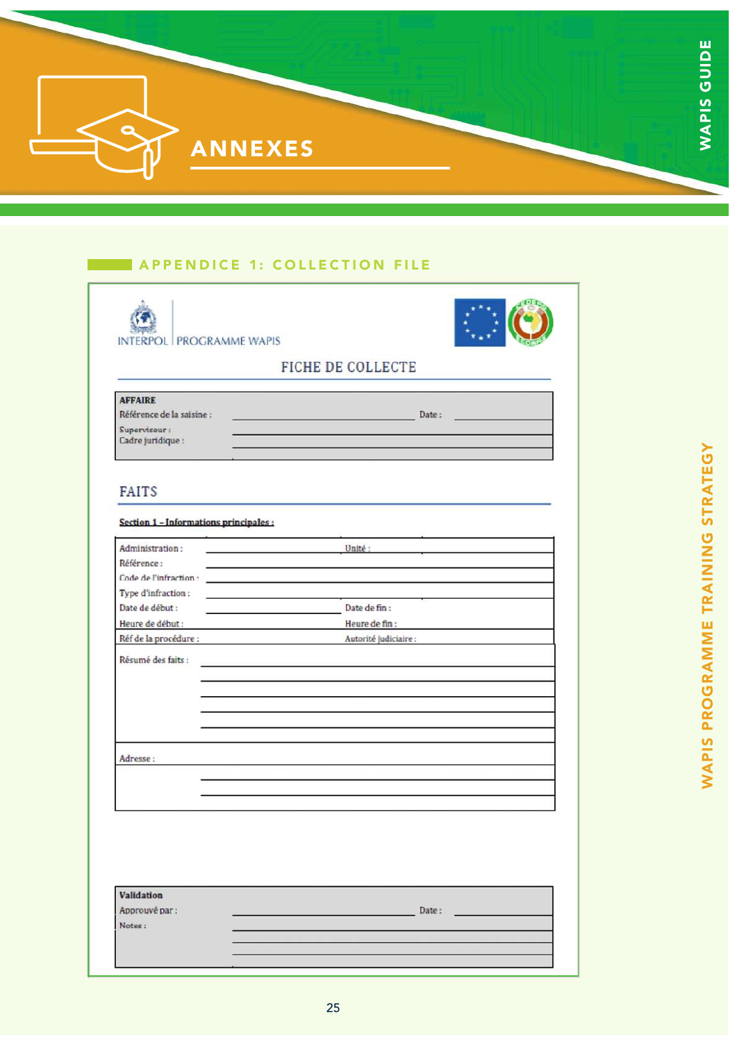# ANNEXES

## APPENDICE 1: COLLECTION FILE

INTERPOL | PROGRAMME WAPIS

### FICHE DE COLLECTE

| **AFFAIRE** | | | |
|---|---|---|---|
| Référence de la saisine : | | Date : | |
| Superviseur : | | | |
| Cadre juridique : | | | |

### FAITS

**Section 1 – Informations principales :**

| | | | |
|---|---|---|---|
| Administration : | | Unité : | |
| Référence : | | | |
| Code de l'infraction : | | | |
| Type d'infraction : | | | |
| Date de début : | | Date de fin : | |
| Heure de début : | | Heure de fin : | |
| Réf de la procédure : | | Autorité judiciaire : | |
| Résumé des faits : | | | |
| Adresse : | | | |

| **Validation** | | | |
|---|---|---|---|
| Approuvé par : | | Date : | |
| Notes : | | | |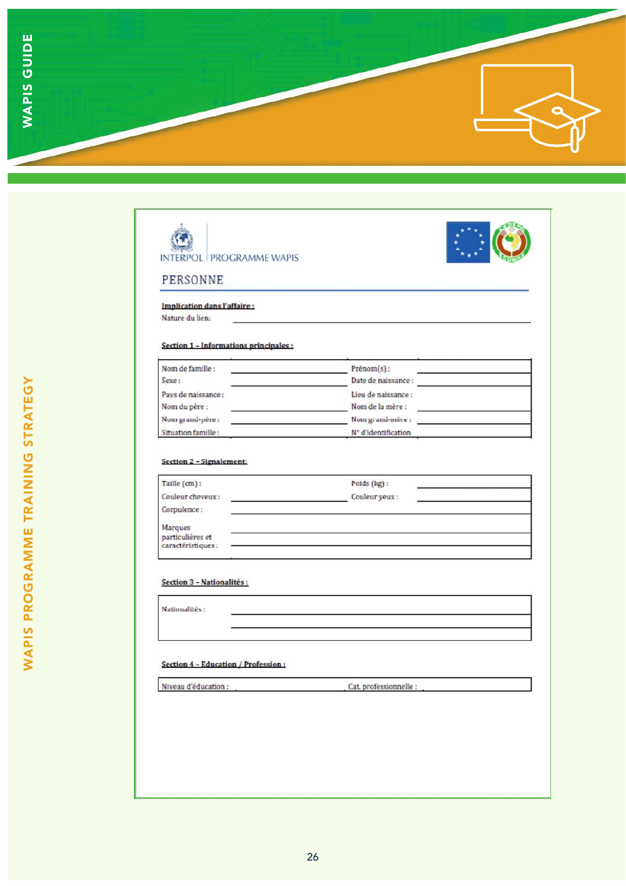INTERPOL | PROGRAMME WAPIS

## PERSONNE

**Implication dans l'affaire :**

Nature du lien:

**Section 1 - Informations principales :**

| | | | |
|---|---|---|---|
| Nom de famille : | | Prénom(s) : | |
| Sexe : | | Date de naissance : | |
| Pays de naissance : | | Lieu de naissance : | |
| Nom du père : | | Nom de la mère : | |
| Nom grand-père : | | Nom grand-mère : | |
| Situation famille : | | N° d'identification | |

**Section 2 - Signalement:**

| | | | |
|---|---|---|---|
| Taille (cm) : | | Poids (kg) : | |
| Couleur cheveux : | | Couleur yeux : | |
| Corpulence : | | | |
| Marques particulières et caractéristiques : | | | |

**Section 3 - Nationalités :**

| | |
|---|---|
| Nationalités : | |

**Section 4 - Education / Profession :**

| | | | |
|---|---|---|---|
| Niveau d'éducation : | | Cat. professionnelle : | |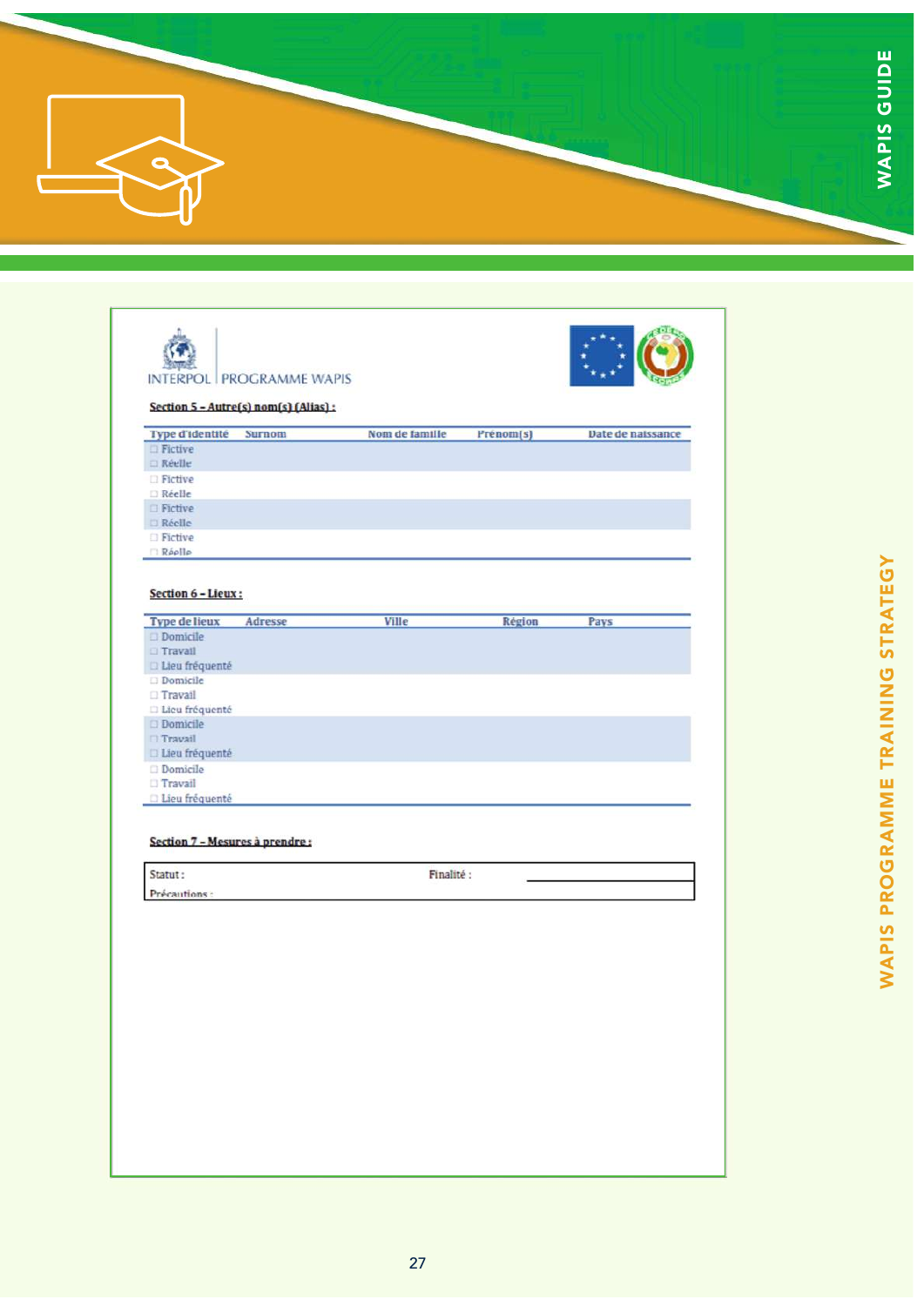INTERPOL | PROGRAMME WAPIS

**Section 5 – Autre(s) nom(s) (Alias) :**

| Type d'identité | Surnom | Nom de famille | Prénom(s) | Date de naissance |
|---|---|---|---|---|
| ☐ Fictive<br>☐ Réelle | | | | |
| ☐ Fictive<br>☐ Réelle | | | | |
| ☐ Fictive<br>☐ Réelle | | | | |
| ☐ Fictive<br>☐ Réelle | | | | |

**Section 6 – Lieux :**

| Type de lieux | Adresse | Ville | Région | Pays |
|---|---|---|---|---|
| ☐ Domicile<br>☐ Travail<br>☐ Lieu fréquenté | | | | |
| ☐ Domicile<br>☐ Travail<br>☐ Lieu fréquenté | | | | |
| ☐ Domicile<br>☐ Travail<br>☐ Lieu fréquenté | | | | |
| ☐ Domicile<br>☐ Travail<br>☐ Lieu fréquenté | | | | |

**Section 7 – Mesures à prendre :**

| Statut : | Finalité : |
|---|---|
| Précautions : | |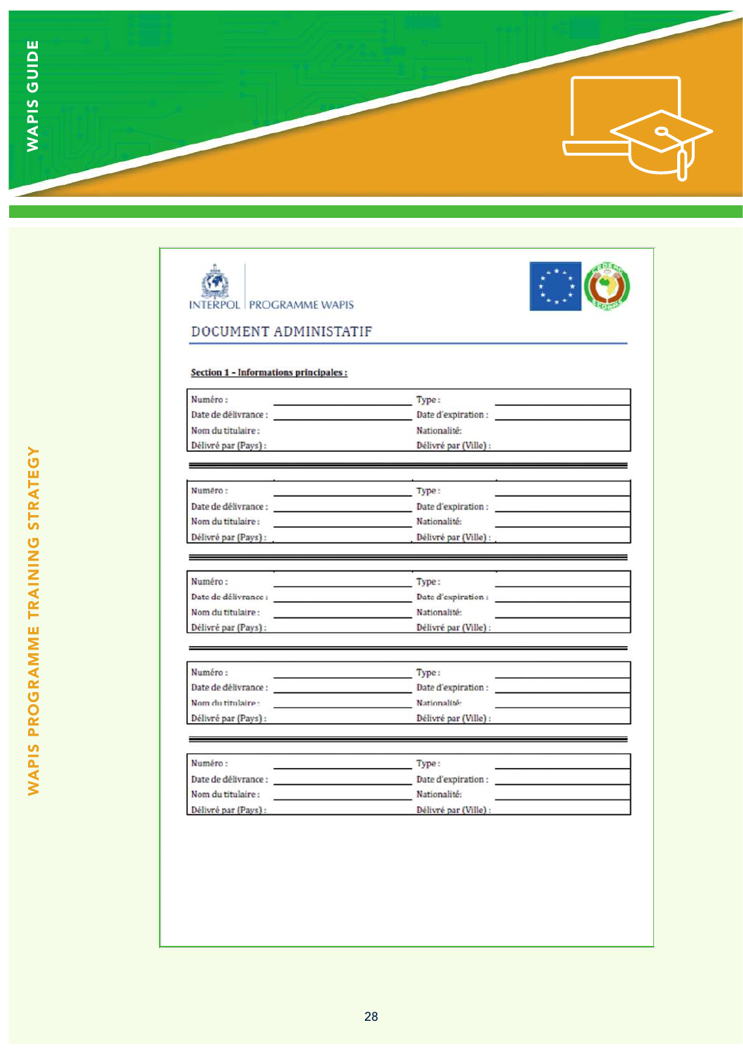INTERPOL | PROGRAMME WAPIS

## DOCUMENT ADMINISTATIF

**Section 1 - Informations principales :**

| | | | |
|---|---|---|---|
| Numéro : | | Type : | |
| Date de délivrance : | | Date d'expiration : | |
| Nom du titulaire : | | Nationalité: | |
| Délivré par (Pays) : | | Délivré par (Ville) : | |

| | | | |
|---|---|---|---|
| Numéro : | | Type : | |
| Date de délivrance : | | Date d'expiration : | |
| Nom du titulaire : | | Nationalité: | |
| Délivré par (Pays) : | | Délivré par (Ville) : | |

| | | | |
|---|---|---|---|
| Numéro : | | Type : | |
| Date de délivrance : | | Date d'expiration : | |
| Nom du titulaire : | | Nationalité: | |
| Délivré par (Pays) : | | Délivré par (Ville) : | |

| | | | |
|---|---|---|---|
| Numéro : | | Type : | |
| Date de délivrance : | | Date d'expiration : | |
| Nom du titulaire : | | Nationalité: | |
| Délivré par (Pays) : | | Délivré par (Ville) : | |

| | | | |
|---|---|---|---|
| Numéro : | | Type : | |
| Date de délivrance : | | Date d'expiration : | |
| Nom du titulaire : | | Nationalité: | |
| Délivré par (Pays) : | | Délivré par (Ville) : | |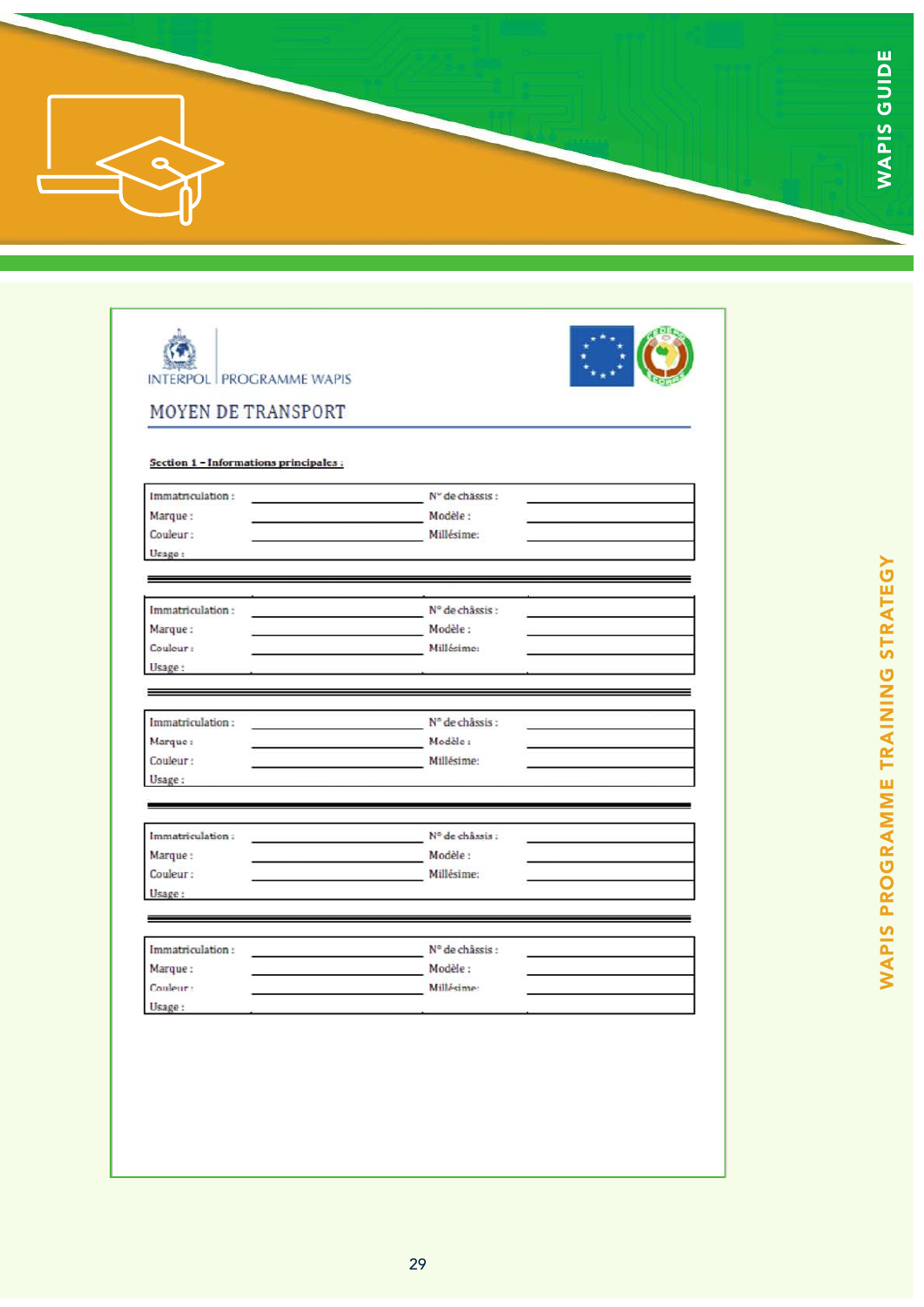INTERPOL | PROGRAMME WAPIS

# MOYEN DE TRANSPORT

**Section 1 – Informations principales :**

| | | | |
|---|---|---|---|
| Immatriculation : | | N° de châssis : | |
| Marque : | | Modèle : | |
| Couleur : | | Millésime: | |
| Usage : | | | |

| | | | |
|---|---|---|---|
| Immatriculation : | | N° de châssis : | |
| Marque : | | Modèle : | |
| Couleur : | | Millésime: | |
| Usage : | | | |

| | | | |
|---|---|---|---|
| Immatriculation : | | N° de châssis : | |
| Marque : | | Modèle : | |
| Couleur : | | Millésime: | |
| Usage : | | | |

| | | | |
|---|---|---|---|
| Immatriculation : | | N° de châssis : | |
| Marque : | | Modèle : | |
| Couleur : | | Millésime: | |
| Usage : | | | |

| | | | |
|---|---|---|---|
| Immatriculation : | | N° de châssis : | |
| Marque : | | Modèle : | |
| Couleur : | | Millésime: | |
| Usage : | | | |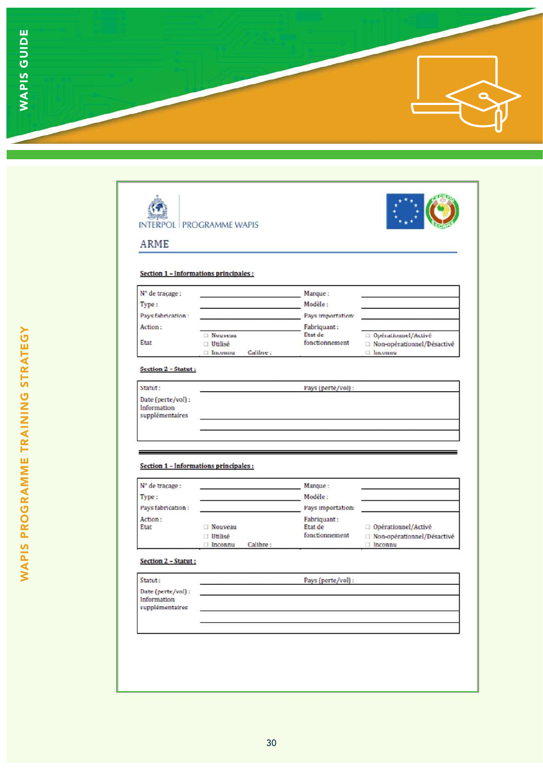INTERPOL | PROGRAMME WAPIS

## ARME

**Section 1 - Informations principales :**

| | | | |
|---|---|---|---|
| N° de traçage : | | Marque : | |
| Type : | | Modèle : | |
| Pays fabrication : | | Pays importation: | |
| Action : | | Fabriquant : | |
| Etat | ☐ Nouveau<br>☐ Utilisé<br>☐ Inconnu Calibre : | Etat de fonctionnement | ☐ Opérationnel/Activé<br>☐ Non-opérationnel/Désactivé<br>☐ Inconnu |

**Section 2 - Statut :**

| | | | |
|---|---|---|---|
| Statut : | | Pays (perte/vol) : | |
| Date (perte/vol) : | | | |
| Information supplémentaires | | | |

**Section 1 - Informations principales :**

| | | | |
|---|---|---|---|
| N° de traçage : | | Marque : | |
| Type : | | Modèle : | |
| Pays fabrication : | | Pays importation: | |
| Action : | | Fabriquant : | |
| Etat | ☐ Nouveau<br>☐ Utilisé<br>☐ Inconnu Calibre : | Etat de fonctionnement | ☐ Opérationnel/Activé<br>☐ Non-opérationnel/Désactivé<br>☐ Inconnu |

**Section 2 - Statut :**

| | | | |
|---|---|---|---|
| Statut : | | Pays (perte/vol) : | |
| Date (perte/vol) : | | | |
| Information supplémentaires | | | |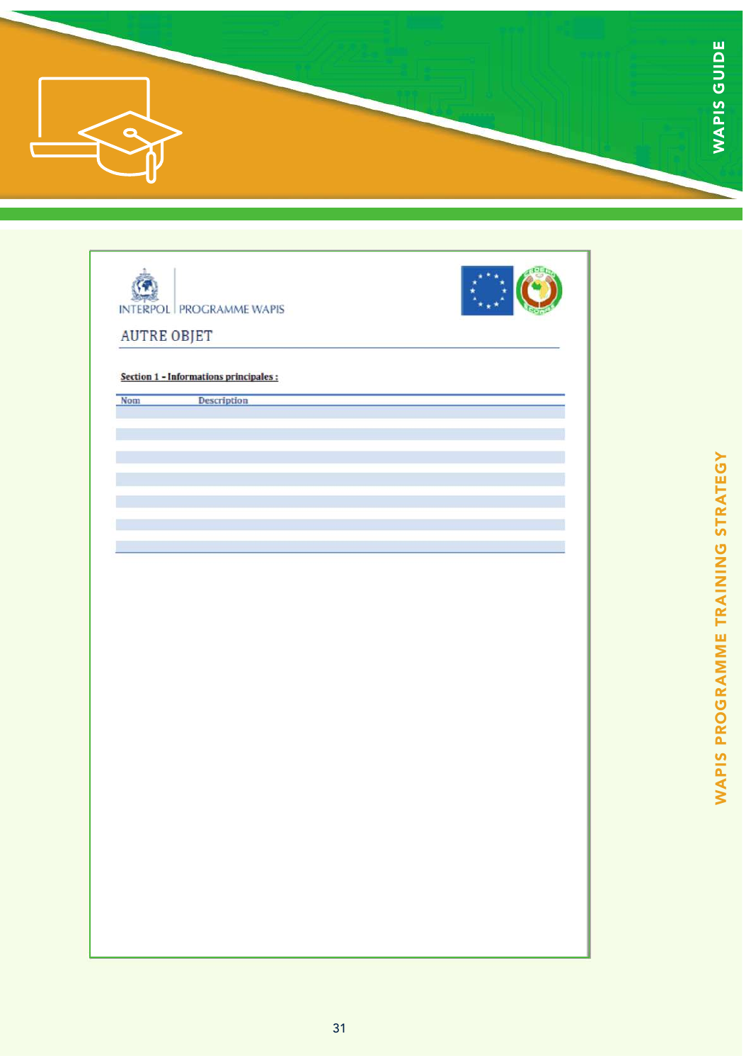INTERPOL | PROGRAMME WAPIS

# AUTRE OBJET

**Section 1 - Informations principales :**

| Nom | Description |
| --- | --- |
| | |
| | |
| | |
| | |
| | |
| | |
| | |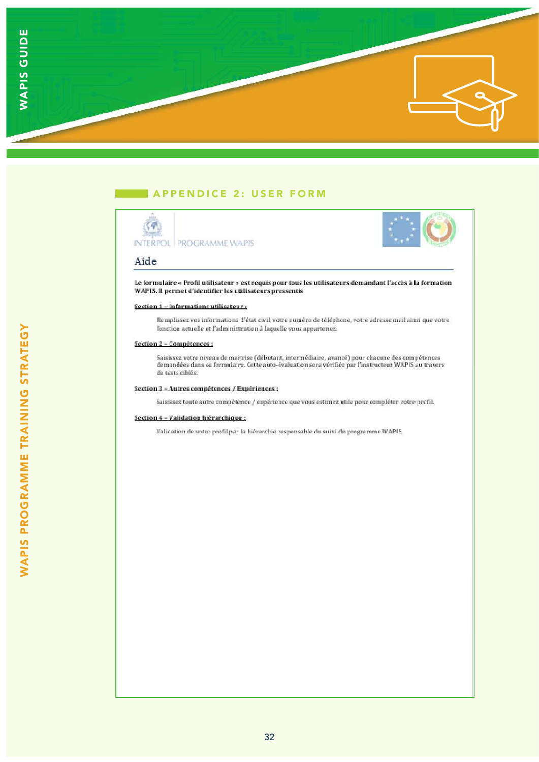## APPENDICE 2: USER FORM

INTERPOL | PROGRAMME WAPIS

# Aide

**Le formulaire « Profil utilisateur » est requis pour tous les utilisateurs demandant l'accès à la formation WAPIS. Il permet d'identifier les utilisateurs pressentis**

**Section 1 – Informations utilisateur :**

Remplissez vos informations d'état civil, votre numéro de téléphone, votre adresse mail ainsi que votre fonction actuelle et l'administration à laquelle vous appartenez.

**Section 2 – Compétences :**

Saisissez votre niveau de maitrise (débutant, intermédiaire, avancé) pour chacune des compétences demandées dans ce formulaire. Cette auto-évaluation sera vérifiée par l'instructeur WAPIS au travers de tests ciblés.

**Section 3 – Autres compétences / Expériences :**

Saisissez toute autre compétence / expérience que vous estimez utile pour compléter votre profil.

**Section 4 – Validation hiérarchique :**

Validation de votre profil par la hiérarchie responsable du suivi du programme WAPIS.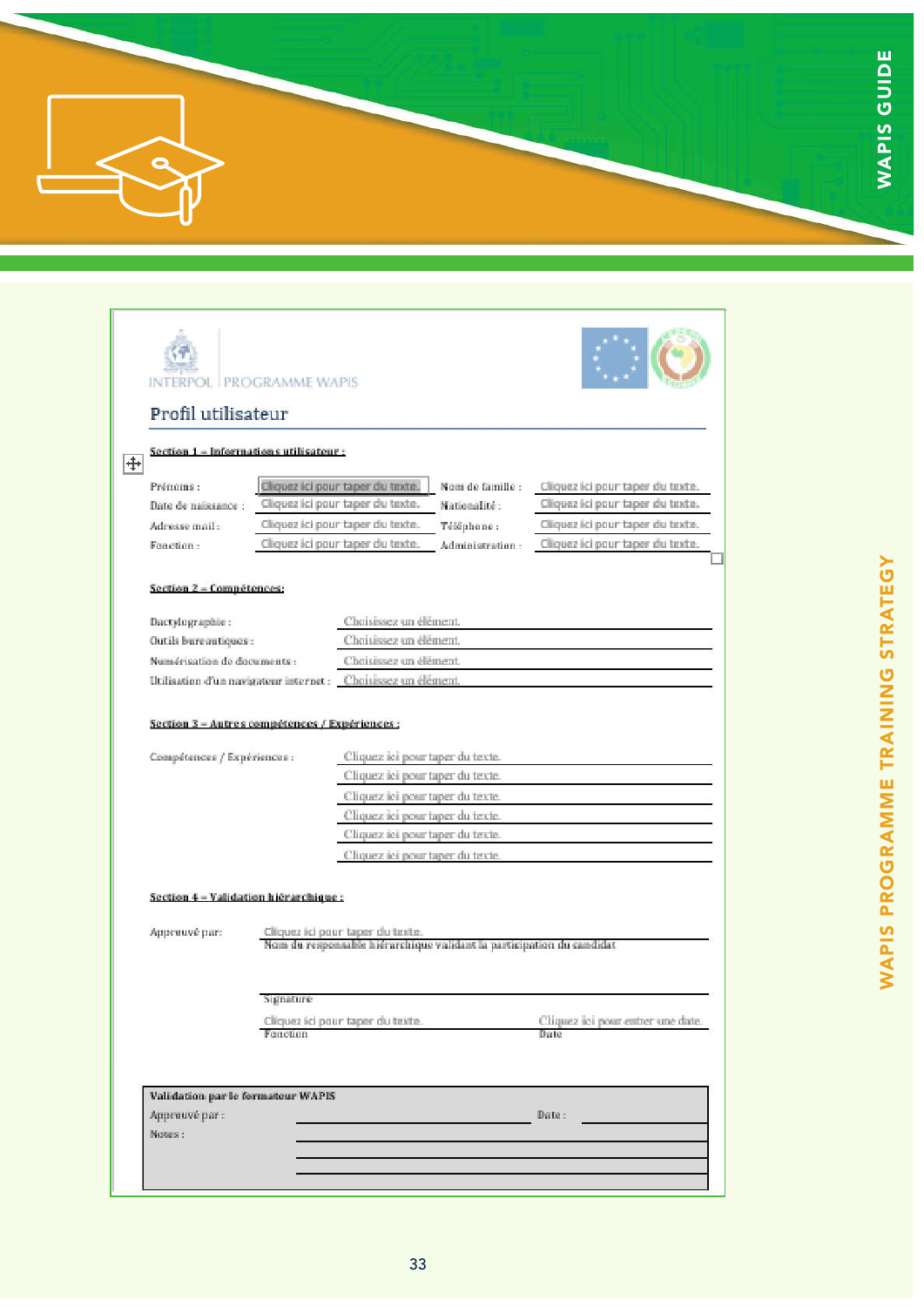INTERPOL | PROGRAMME WAPIS

## Profil utilisateur

**Section 1 – Informations utilisateur :**

| | | | |
|---|---|---|---|
| Prénoms : | Cliquez ici pour taper du texte. | Nom de famille : | Cliquez ici pour taper du texte. |
| Date de naissance : | Cliquez ici pour taper du texte. | Nationalité : | Cliquez ici pour taper du texte. |
| Adresse mail : | Cliquez ici pour taper du texte. | Téléphone : | Cliquez ici pour taper du texte. |
| Fonction : | Cliquez ici pour taper du texte. | Administration : | Cliquez ici pour taper du texte. |

**Section 2 – Compétences:**

| | |
|---|---|
| Dactylographie : | Choisissez un élément. |
| Outils bureautiques : | Choisissez un élément. |
| Numérisation de documents : | Choisissez un élément. |
| Utilisation d'un navigateur internet : | Choisissez un élément. |

**Section 3 – Autres compétences / Expériences :**

Compétences / Expériences :
- Cliquez ici pour taper du texte.
- Cliquez ici pour taper du texte.
- Cliquez ici pour taper du texte.
- Cliquez ici pour taper du texte.
- Cliquez ici pour taper du texte.
- Cliquez ici pour taper du texte.

**Section 4 – Validation hiérarchique :**

Approuvé par: Cliquez ici pour taper du texte.
Nom du responsable hiérarchique validant la participation du candidat

Signature

Cliquez ici pour taper du texte. — Fonction
Cliquez ici pour entrer une date. — Date

**Validation par le formateur WAPIS**

Approuvé par : ____________________ Date : ____________

Notes : ____________________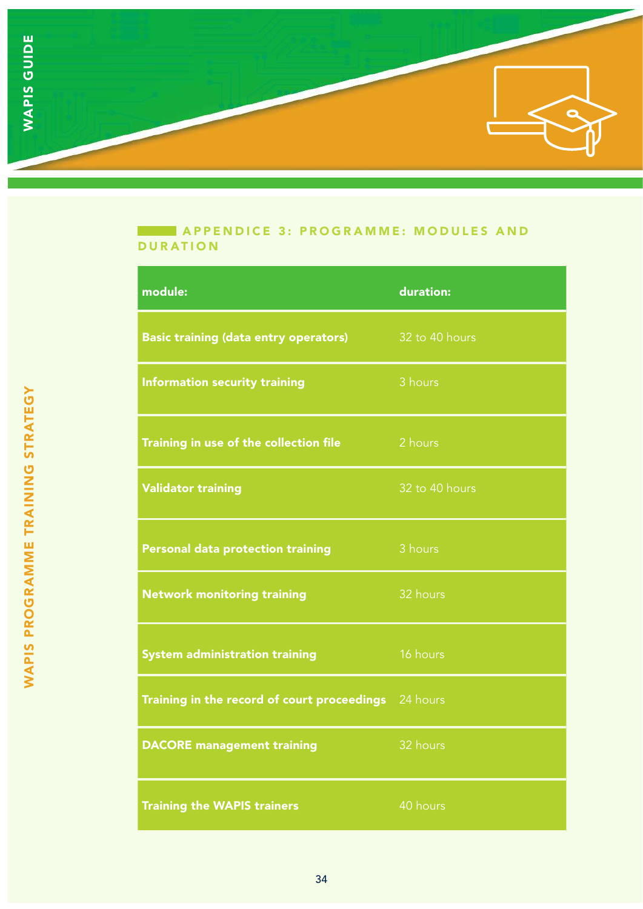## APPENDICE 3: PROGRAMME: MODULES AND DURATION

| module: | duration: |
| --- | --- |
| **Basic training (data entry operators)** | 32 to 40 hours |
| **Information security training** | 3 hours |
| **Training in use of the collection file** | 2 hours |
| **Validator training** | 32 to 40 hours |
| **Personal data protection training** | 3 hours |
| **Network monitoring training** | 32 hours |
| **System administration training** | 16 hours |
| **Training in the record of court proceedings** | 24 hours |
| **DACORE management training** | 32 hours |
| **Training the WAPIS trainers** | 40 hours |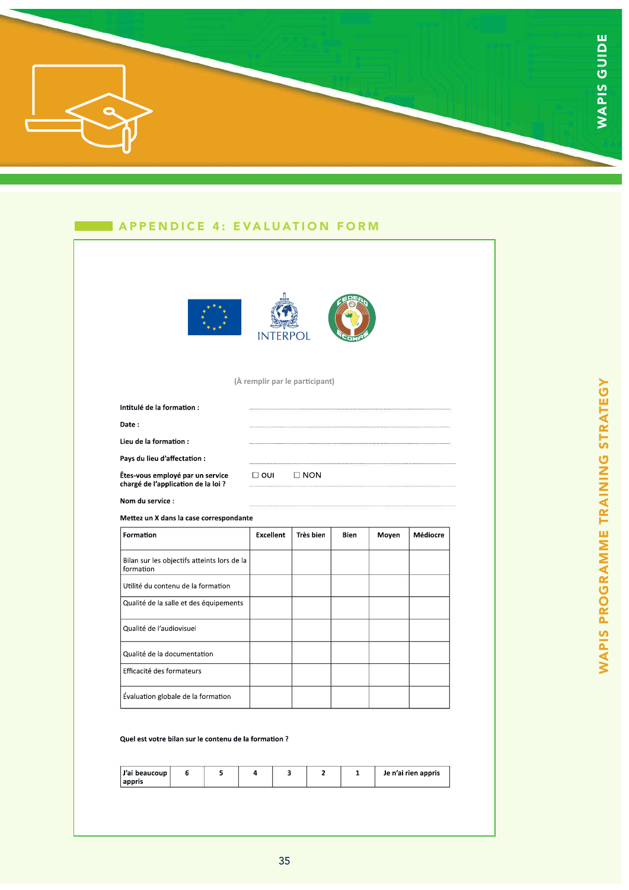## APPENDICE 4: EVALUATION FORM

INTERPOL

(À remplir par le participant)

**Intitulé de la formation :** ..............................

**Date :** ..............................

**Lieu de la formation :** ..............................

**Pays du lieu d'affectation :** ..............................

**Êtes-vous employé par un service chargé de l'application de la loi ?** ☐ OUI ☐ NON

**Nom du service :** ..............................

**Mettez un X dans la case correspondante**

| Formation | Excellent | Très bien | Bien | Moyen | Médiocre |
|---|---|---|---|---|---|
| Bilan sur les objectifs atteints lors de la formation | | | | | |
| Utilité du contenu de la formation | | | | | |
| Qualité de la salle et des équipements | | | | | |
| Qualité de l'audiovisuel | | | | | |
| Qualité de la documentation | | | | | |
| Efficacité des formateurs | | | | | |
| Évaluation globale de la formation | | | | | |

**Quel est votre bilan sur le contenu de la formation ?**

| J'ai beaucoup appris | 6 | 5 | 4 | 3 | 2 | 1 | Je n'ai rien appris |
|---|---|---|---|---|---|---|---|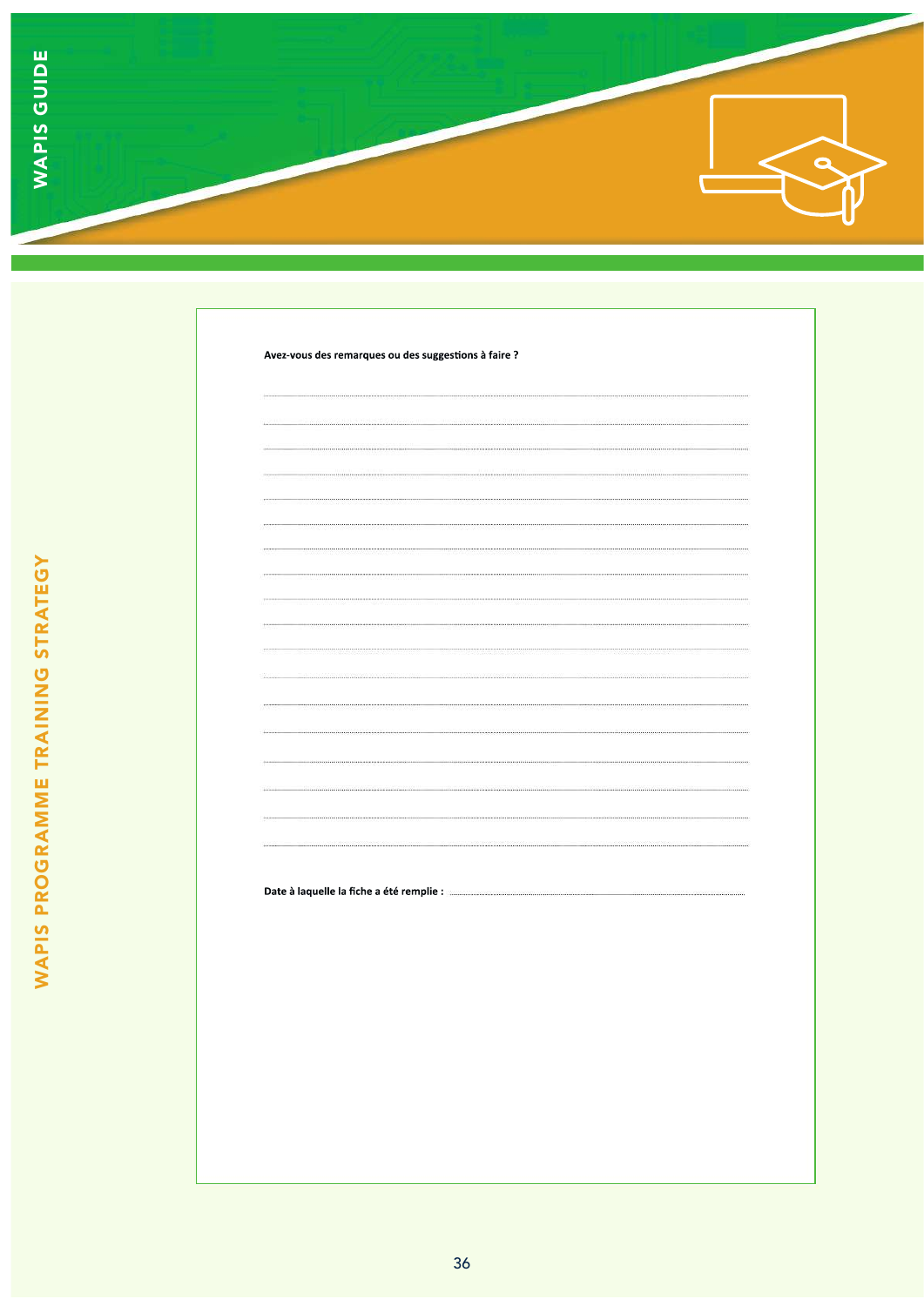**Avez-vous des remarques ou des suggestions à faire ?**

..................................................................................................................................................................................................

..................................................................................................................................................................................................

..................................................................................................................................................................................................

..................................................................................................................................................................................................

..................................................................................................................................................................................................

..................................................................................................................................................................................................

..................................................................................................................................................................................................

..................................................................................................................................................................................................

..................................................................................................................................................................................................

..................................................................................................................................................................................................

..................................................................................................................................................................................................

..................................................................................................................................................................................................

..................................................................................................................................................................................................

..................................................................................................................................................................................................

..................................................................................................................................................................................................

..................................................................................................................................................................................................

..................................................................................................................................................................................................

..................................................................................................................................................................................................

**Date à laquelle la fiche a été remplie :** ..................................................................................................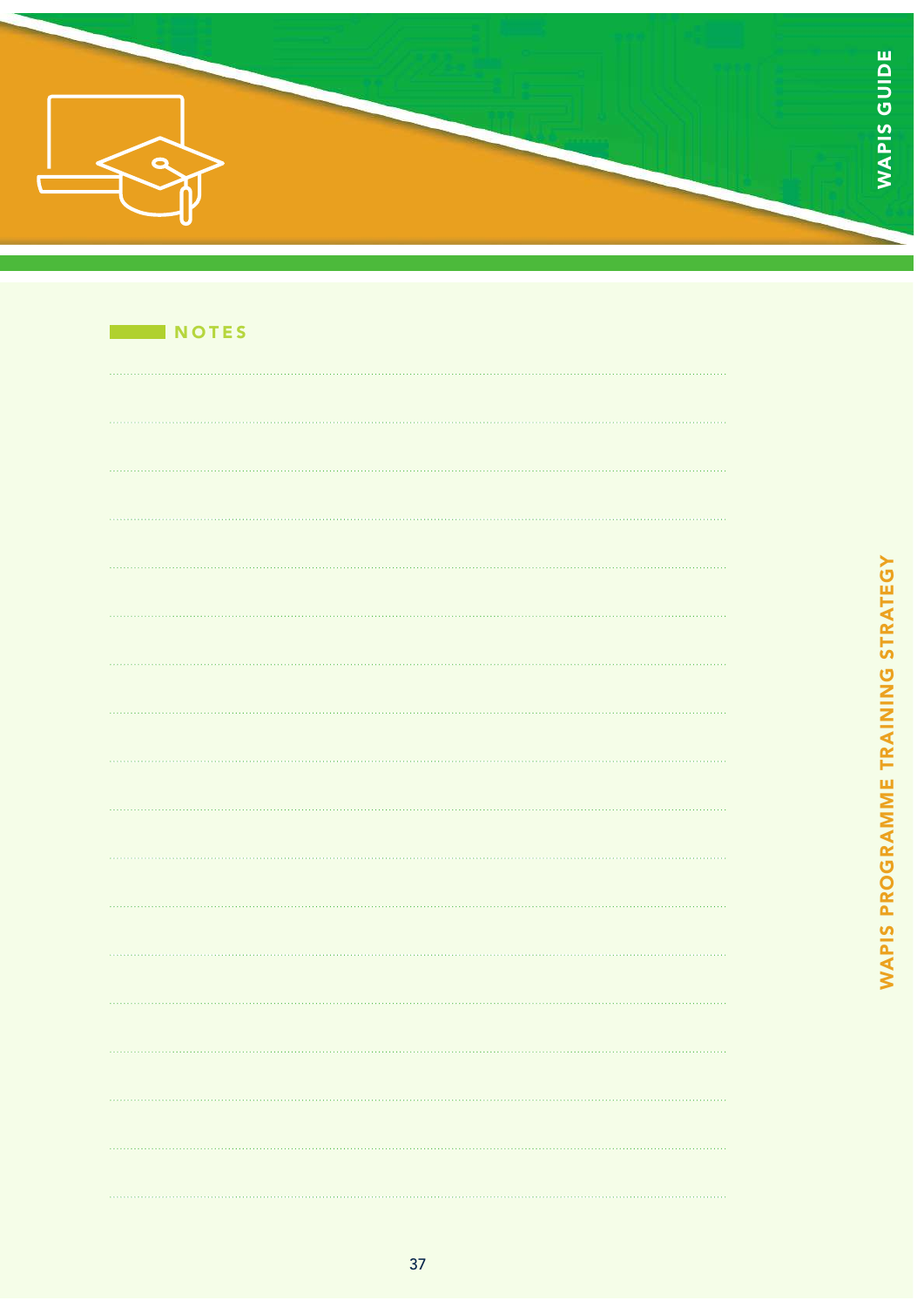## NOTES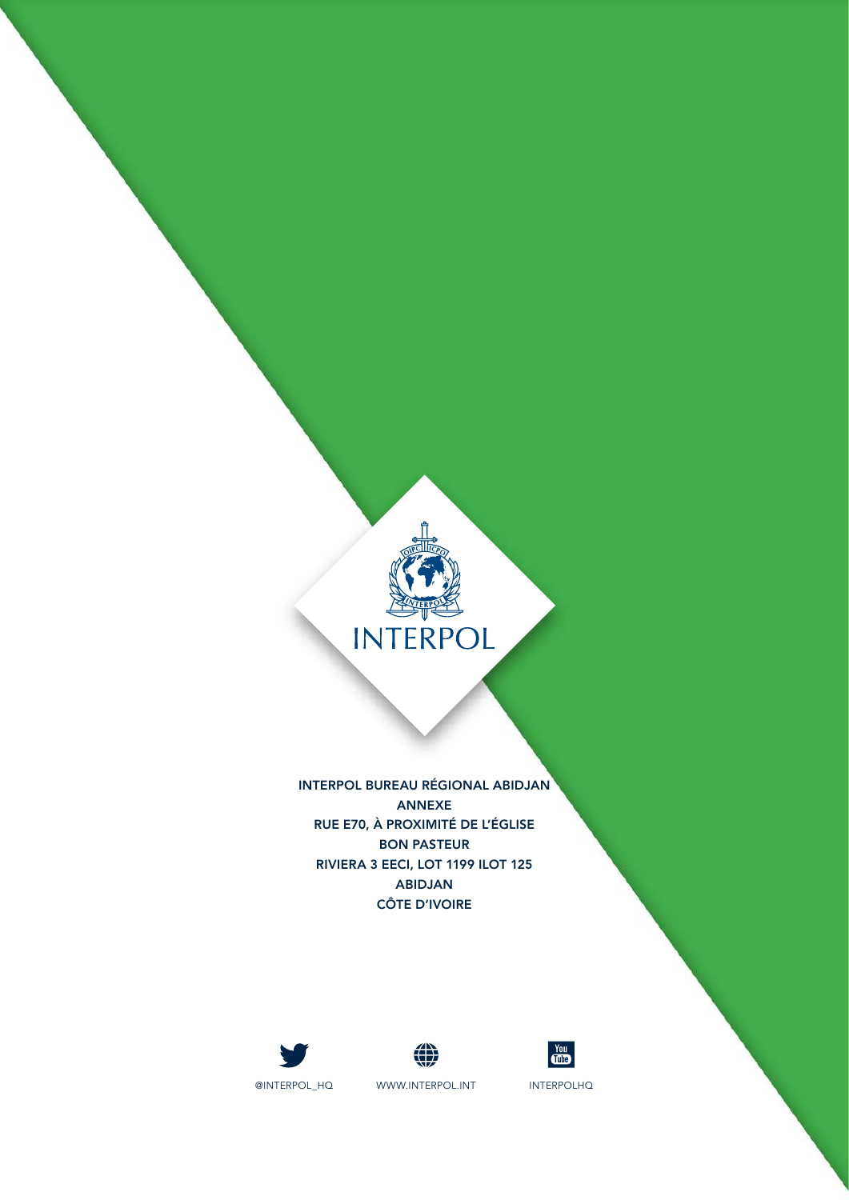INTERPOL

INTERPOL BUREAU RÉGIONAL ABIDJAN
ANNEXE
RUE E70, À PROXIMITÉ DE L'ÉGLISE
BON PASTEUR
RIVIERA 3 EECI, LOT 1199 ILOT 125
ABIDJAN
CÔTE D'IVOIRE

@INTERPOL_HQ

WWW.INTERPOL.INT

INTERPOLHQ